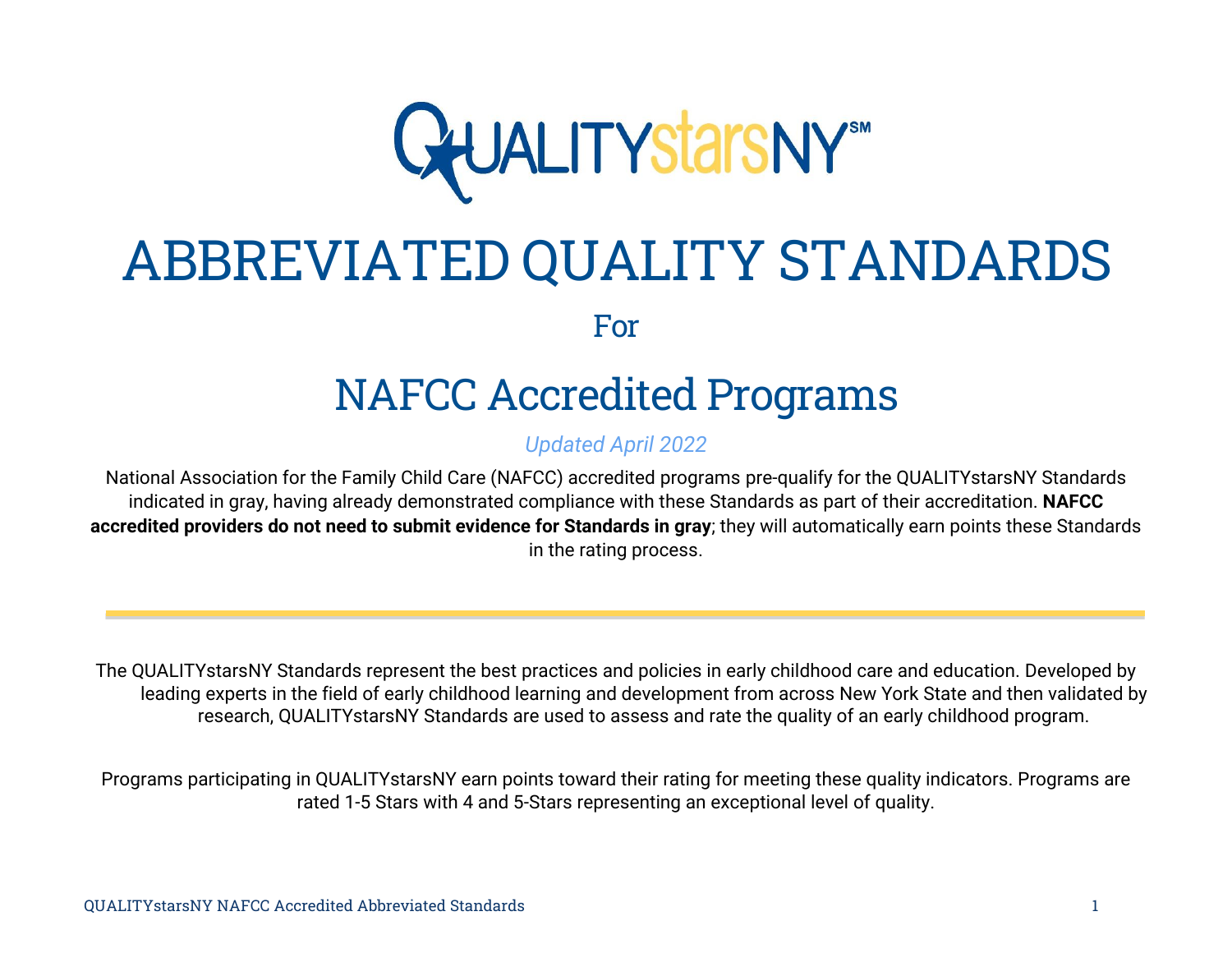QUALITYstarsNY℠

# ABBREVIATED QUALITY STANDARDS

For

## NAFCC Accredited Programs

*Updated April 2022*

National Association for the Family Child Care (NAFCC) accredited programs pre-qualify for the QUALITYstarsNY Standards indicated in gray, having already demonstrated compliance with these Standards as part of their accreditation. **NAFCC accredited providers do not need to submit evidence for Standards in gray**; they will automatically earn points these Standards in the rating process.

---

The QUALITYstarsNY Standards represent the best practices and policies in early childhood care and education. Developed by leading experts in the field of early childhood learning and development from across New York State and then validated by research, QUALITYstarsNY Standards are used to assess and rate the quality of an early childhood program.

Programs participating in QUALITYstarsNY earn points toward their rating for meeting these quality indicators. Programs are rated 1-5 Stars with 4 and 5-Stars representing an exceptional level of quality.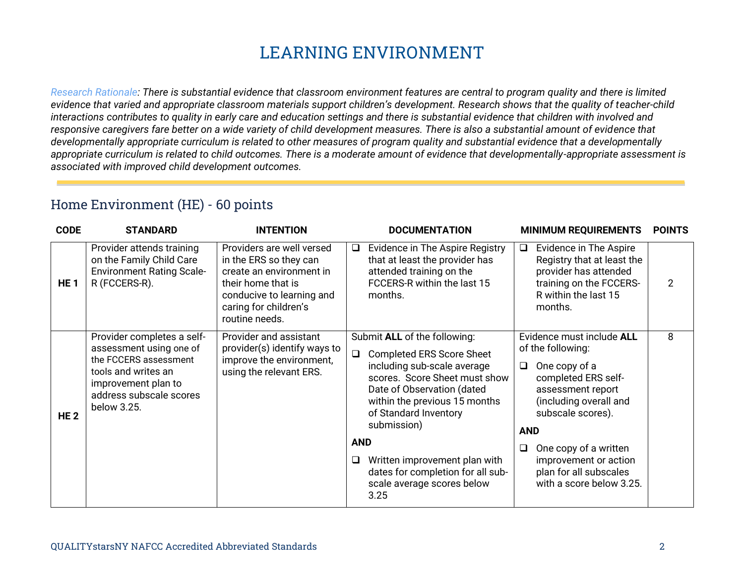# LEARNING ENVIRONMENT

*Research Rationale: There is substantial evidence that classroom environment features are central to program quality and there is limited evidence that varied and appropriate classroom materials support children's development. Research shows that the quality of teacher-child interactions contributes to quality in early care and education settings and there is substantial evidence that children with involved and responsive caregivers fare better on a wide variety of child development measures. There is also a substantial amount of evidence that developmentally appropriate curriculum is related to other measures of program quality and substantial evidence that a developmentally appropriate curriculum is related to child outcomes. There is a moderate amount of evidence that developmentally-appropriate assessment is associated with improved child development outcomes.*

## Home Environment (HE) - 60 points

| CODE | STANDARD | INTENTION | DOCUMENTATION | MINIMUM REQUIREMENTS | POINTS |
|---|---|---|---|---|---|
| **HE 1** | Provider attends training on the Family Child Care Environment Rating Scale-R (FCCERS-R). | Providers are well versed in the ERS so they can create an environment in their home that is conducive to learning and caring for children's routine needs. | ❑ Evidence in The Aspire Registry that at least the provider has attended training on the FCCERS-R within the last 15 months. | ❑ Evidence in The Aspire Registry that at least the provider has attended training on the FCCERS-R within the last 15 months. | 2 |
| **HE 2** | Provider completes a self-assessment using one of the FCCERS assessment tools and writes an improvement plan to address subscale scores below 3.25. | Provider and assistant provider(s) identify ways to improve the environment, using the relevant ERS. | Submit **ALL** of the following:<br>❑ Completed ERS Score Sheet including sub-scale average scores. Score Sheet must show Date of Observation (dated within the previous 15 months of Standard Inventory submission)<br>**AND**<br>❑ Written improvement plan with dates for completion for all sub-scale average scores below 3.25 | Evidence must include **ALL** of the following:<br>❑ One copy of a completed ERS self-assessment report (including overall and subscale scores).<br>**AND**<br>❑ One copy of a written improvement or action plan for all subscales with a score below 3.25. | 8 |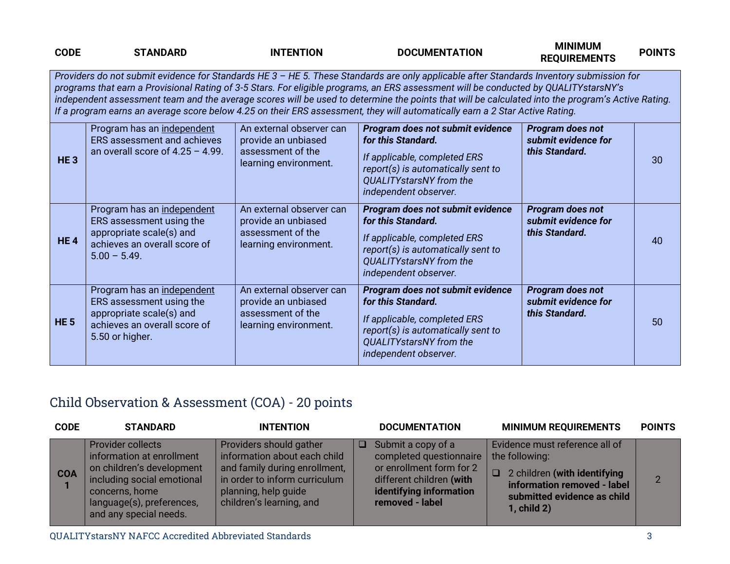| CODE | STANDARD | INTENTION | DOCUMENTATION | MINIMUM REQUIREMENTS | POINTS |
|---|---|---|---|---|---|
| *Providers do not submit evidence for Standards HE 3 – HE 5. These Standards are only applicable after Standards Inventory submission for programs that earn a Provisional Rating of 3-5 Stars. For eligible programs, an ERS assessment will be conducted by QUALITYstarsNY's independent assessment team and the average scores will be used to determine the points that will be calculated into the program's Active Rating. If a program earns an average score below 4.25 on their ERS assessment, they will automatically earn a 2 Star Active Rating.* | | | | | |
| **HE 3** | Program has an independent ERS assessment and achieves an overall score of 4.25 – 4.99. | An external observer can provide an unbiased assessment of the learning environment. | ***Program does not submit evidence for this Standard.*** *If applicable, completed ERS report(s) is automatically sent to QUALITYstarsNY from the independent observer.* | ***Program does not submit evidence for this Standard.*** | 30 |
| **HE 4** | Program has an independent ERS assessment using the appropriate scale(s) and achieves an overall score of 5.00 – 5.49. | An external observer can provide an unbiased assessment of the learning environment. | ***Program does not submit evidence for this Standard.*** *If applicable, completed ERS report(s) is automatically sent to QUALITYstarsNY from the independent observer.* | ***Program does not submit evidence for this Standard.*** | 40 |
| **HE 5** | Program has an independent ERS assessment using the appropriate scale(s) and achieves an overall score of 5.50 or higher. | An external observer can provide an unbiased assessment of the learning environment. | ***Program does not submit evidence for this Standard.*** *If applicable, completed ERS report(s) is automatically sent to QUALITYstarsNY from the independent observer.* | ***Program does not submit evidence for this Standard.*** | 50 |

## Child Observation & Assessment (COA) - 20 points

| CODE | STANDARD | INTENTION | DOCUMENTATION | MINIMUM REQUIREMENTS | POINTS |
|---|---|---|---|---|---|
| **COA 1** | Provider collects information at enrollment on children's development including social emotional concerns, home language(s), preferences, and any special needs. | Providers should gather information about each child and family during enrollment, in order to inform curriculum planning, help guide children's learning, and | ❑ Submit a copy of a completed questionnaire or enrollment form for 2 different children **(with identifying information removed - label** | Evidence must reference all of the following: ❑ 2 children **(with identifying information removed - label submitted evidence as child 1, child 2)** | 2 |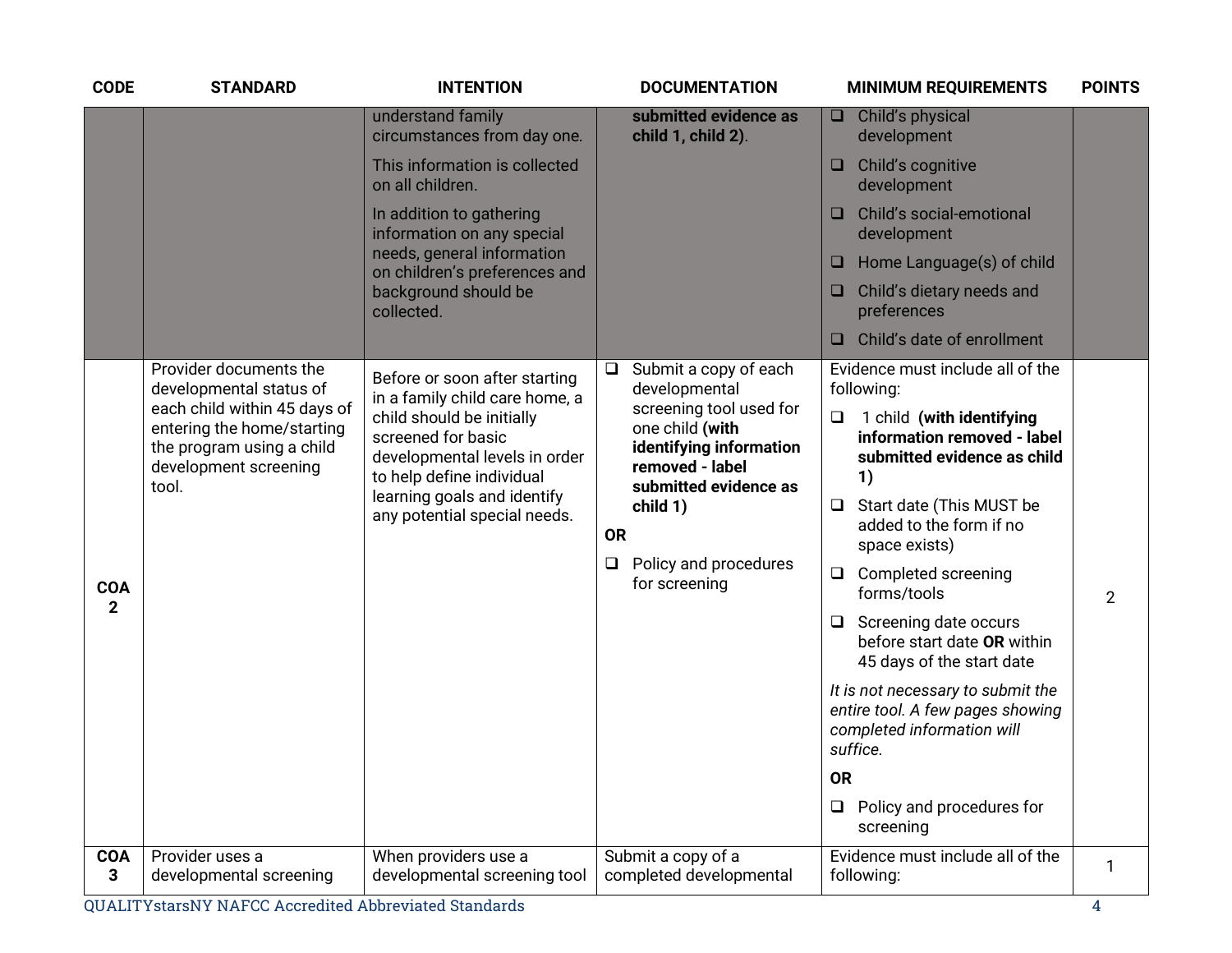| CODE | STANDARD | INTENTION | DOCUMENTATION | MINIMUM REQUIREMENTS | POINTS |
|---|---|---|---|---|---|
| | | understand family circumstances from day one.<br><br>This information is collected on all children.<br><br>In addition to gathering information on any special needs, general information on children's preferences and background should be collected. | **submitted evidence as child 1, child 2)**. | ❑ Child's physical development<br>❑ Child's cognitive development<br>❑ Child's social-emotional development<br>❑ Home Language(s) of child<br>❑ Child's dietary needs and preferences<br>❑ Child's date of enrollment | |
| **COA 2** | Provider documents the developmental status of each child within 45 days of entering the home/starting the program using a child development screening tool. | Before or soon after starting in a family child care home, a child should be initially screened for basic developmental levels in order to help define individual learning goals and identify any potential special needs. | ❑ Submit a copy of each developmental screening tool used for one child **(with identifying information removed - label submitted evidence as child 1)**<br><br>**OR**<br><br>❑ Policy and procedures for screening | Evidence must include all of the following:<br>❑ 1 child **(with identifying information removed - label submitted evidence as child 1)**<br>❑ Start date (This MUST be added to the form if no space exists)<br>❑ Completed screening forms/tools<br>❑ Screening date occurs before start date **OR** within 45 days of the start date<br><br>*It is not necessary to submit the entire tool. A few pages showing completed information will suffice.*<br><br>**OR**<br><br>❑ Policy and procedures for screening | 2 |
| **COA 3** | Provider uses a developmental screening | When providers use a developmental screening tool | Submit a copy of a completed developmental | Evidence must include all of the following: | 1 |

QUALITYstarsNY NAFCC Accredited Abbreviated Standards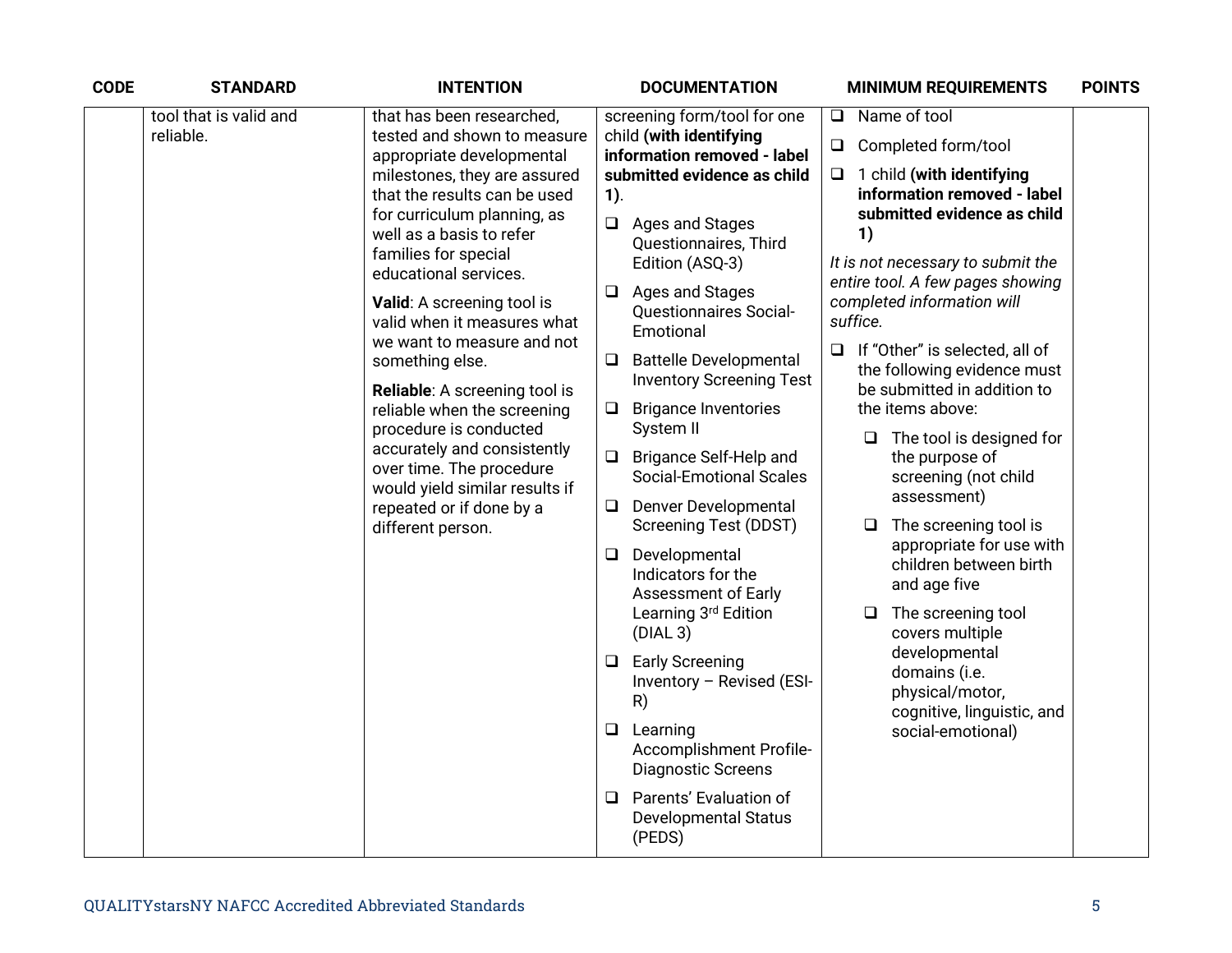| CODE | STANDARD | INTENTION | DOCUMENTATION | MINIMUM REQUIREMENTS | POINTS |
|---|---|---|---|---|---|
| | tool that is valid and reliable. | that has been researched, tested and shown to measure appropriate developmental milestones, they are assured that the results can be used for curriculum planning, as well as a basis to refer families for special educational services.<br><br>**Valid**: A screening tool is valid when it measures what we want to measure and not something else.<br><br>**Reliable**: A screening tool is reliable when the screening procedure is conducted accurately and consistently over time. The procedure would yield similar results if repeated or if done by a different person. | screening form/tool for one child **(with identifying information removed - label submitted evidence as child 1)**.<br><br>❑ Ages and Stages Questionnaires, Third Edition (ASQ-3)<br><br>❑ Ages and Stages Questionnaires Social-Emotional<br><br>❑ Battelle Developmental Inventory Screening Test<br><br>❑ Brigance Inventories System II<br><br>❑ Brigance Self-Help and Social-Emotional Scales<br><br>❑ Denver Developmental Screening Test (DDST)<br><br>❑ Developmental Indicators for the Assessment of Early Learning 3rd Edition (DIAL 3)<br><br>❑ Early Screening Inventory – Revised (ESI-R)<br><br>❑ Learning Accomplishment Profile-Diagnostic Screens<br><br>❑ Parents' Evaluation of Developmental Status (PEDS) | ❑ Name of tool<br><br>❑ Completed form/tool<br><br>❑ 1 child **(with identifying information removed - label submitted evidence as child 1)**<br><br>*It is not necessary to submit the entire tool. A few pages showing completed information will suffice.*<br><br>❑ If "Other" is selected, all of the following evidence must be submitted in addition to the items above:<br><br>❑ The tool is designed for the purpose of screening (not child assessment)<br><br>❑ The screening tool is appropriate for use with children between birth and age five<br><br>❑ The screening tool covers multiple developmental domains (i.e. physical/motor, cognitive, linguistic, and social-emotional) | |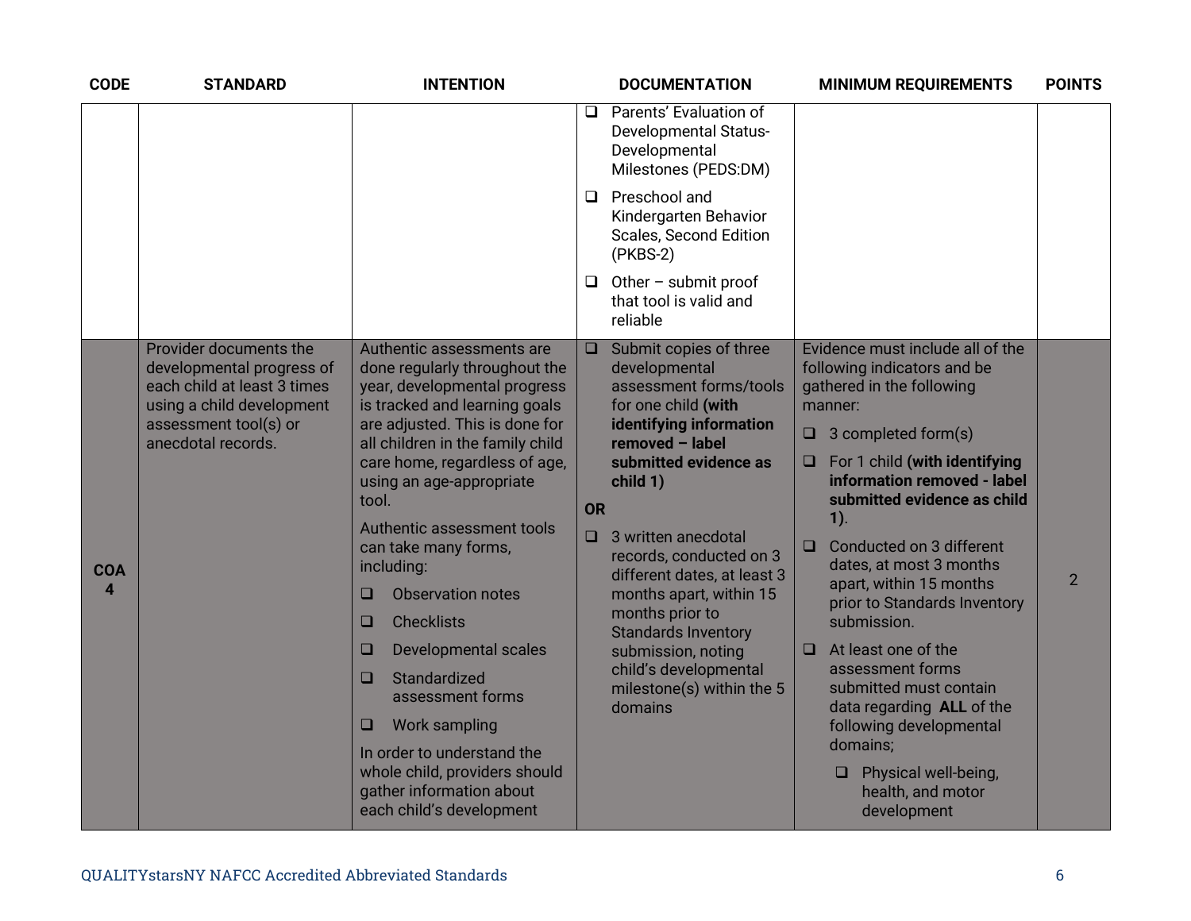| CODE | STANDARD | INTENTION | DOCUMENTATION | MINIMUM REQUIREMENTS | POINTS |
|---|---|---|---|---|---|
| | | | ❑ Parents' Evaluation of Developmental Status-Developmental Milestones (PEDS:DM)<br>❑ Preschool and Kindergarten Behavior Scales, Second Edition (PKBS-2)<br>❑ Other – submit proof that tool is valid and reliable | | |
| **COA 4** | Provider documents the developmental progress of each child at least 3 times using a child development assessment tool(s) or anecdotal records. | Authentic assessments are done regularly throughout the year, developmental progress is tracked and learning goals are adjusted. This is done for all children in the family child care home, regardless of age, using an age-appropriate tool.<br>Authentic assessment tools can take many forms, including:<br>❑ Observation notes<br>❑ Checklists<br>❑ Developmental scales<br>❑ Standardized assessment forms<br>❑ Work sampling<br>In order to understand the whole child, providers should gather information about each child's development | ❑ Submit copies of three developmental assessment forms/tools for one child **(with identifying information removed – label submitted evidence as child 1)**<br>**OR**<br>❑ 3 written anecdotal records, conducted on 3 different dates, at least 3 months apart, within 15 months prior to Standards Inventory submission, noting child's developmental milestone(s) within the 5 domains | Evidence must include all of the following indicators and be gathered in the following manner:<br>❑ 3 completed form(s)<br>❑ For 1 child **(with identifying information removed - label submitted evidence as child 1)**.<br>❑ Conducted on 3 different dates, at most 3 months apart, within 15 months prior to Standards Inventory submission.<br>❑ At least one of the assessment forms submitted must contain data regarding **ALL** of the following developmental domains;<br>❑ Physical well-being, health, and motor development | 2 |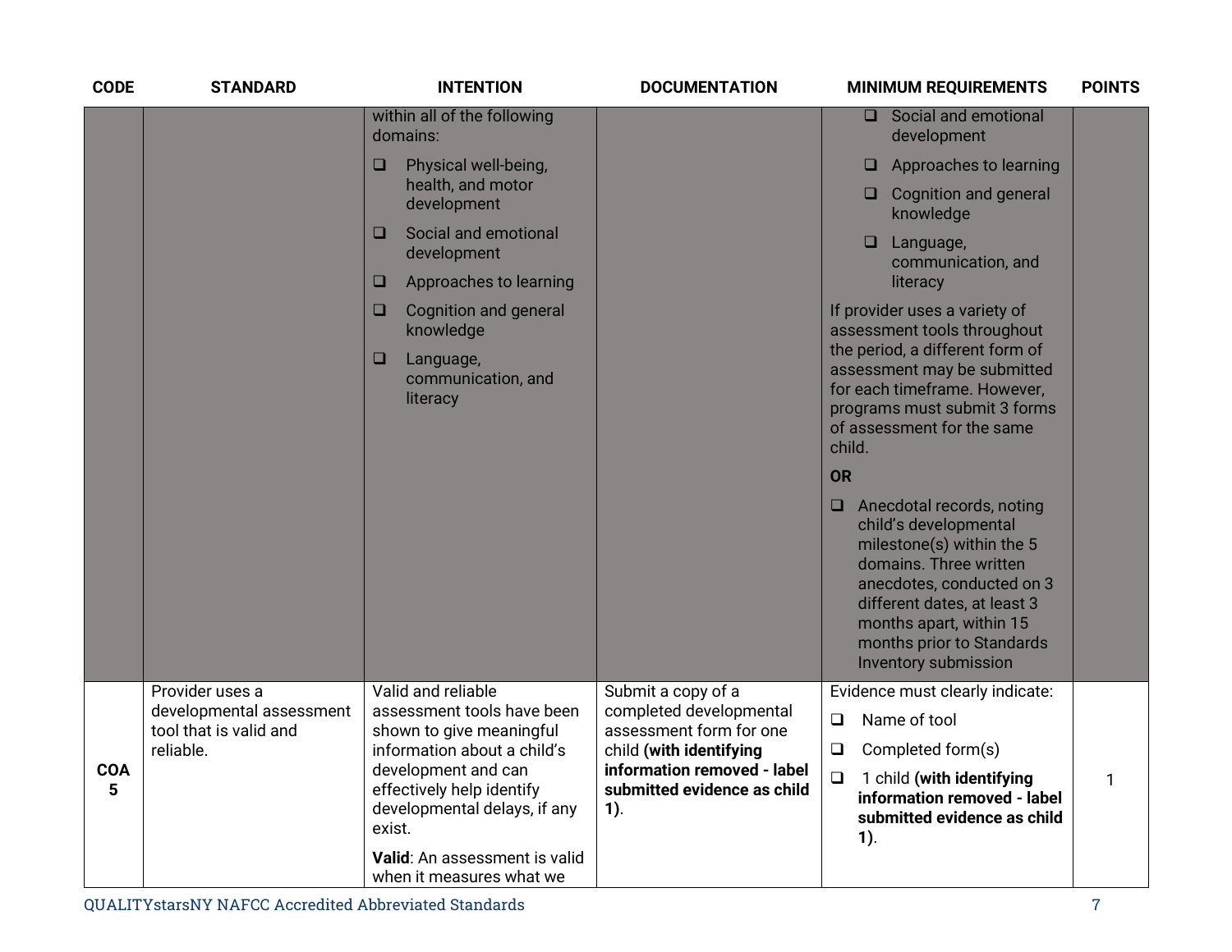| CODE | STANDARD | INTENTION | DOCUMENTATION | MINIMUM REQUIREMENTS | POINTS |
|---|---|---|---|---|---|
| | | within all of the following domains:<br>❑ Physical well-being, health, and motor development<br>❑ Social and emotional development<br>❑ Approaches to learning<br>❑ Cognition and general knowledge<br>❑ Language, communication, and literacy | | ❑ Social and emotional development<br>❑ Approaches to learning<br>❑ Cognition and general knowledge<br>❑ Language, communication, and literacy<br>If provider uses a variety of assessment tools throughout the period, a different form of assessment may be submitted for each timeframe. However, programs must submit 3 forms of assessment for the same child.<br>**OR**<br>❑ Anecdotal records, noting child's developmental milestone(s) within the 5 domains. Three written anecdotes, conducted on 3 different dates, at least 3 months apart, within 15 months prior to Standards Inventory submission | |
| **COA 5** | Provider uses a developmental assessment tool that is valid and reliable. | Valid and reliable assessment tools have been shown to give meaningful information about a child's development and can effectively help identify developmental delays, if any exist.<br>**Valid**: An assessment is valid when it measures what we | Submit a copy of a completed developmental assessment form for one child **(with identifying information removed - label submitted evidence as child 1)**. | Evidence must clearly indicate:<br>❑ Name of tool<br>❑ Completed form(s)<br>❑ 1 child **(with identifying information removed - label submitted evidence as child 1)**. | 1 |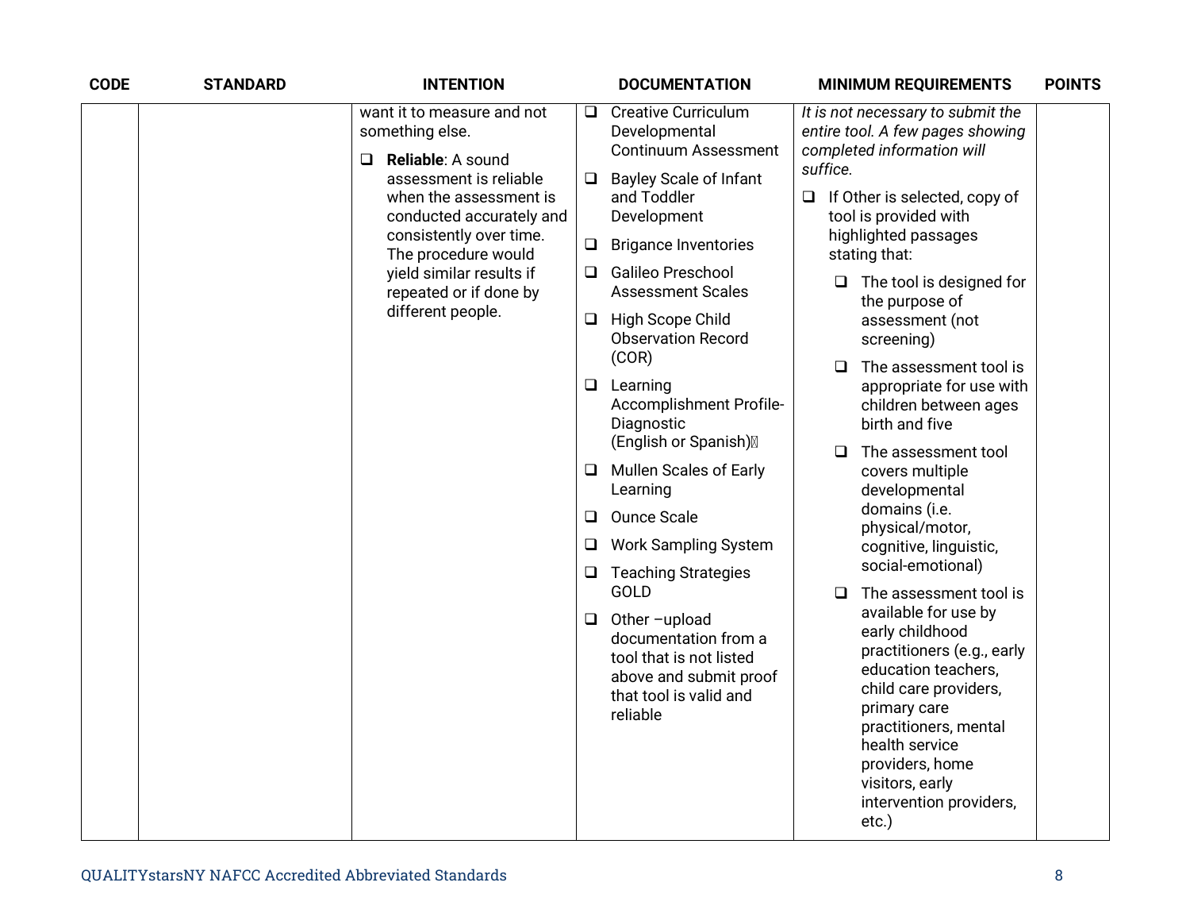| CODE | STANDARD | INTENTION | DOCUMENTATION | MINIMUM REQUIREMENTS | POINTS |
|---|---|---|---|---|---|
| | | want it to measure and not something else.<br><br>❑ **Reliable**: A sound assessment is reliable when the assessment is conducted accurately and consistently over time. The procedure would yield similar results if repeated or if done by different people. | ❑ Creative Curriculum Developmental Continuum Assessment<br>❑ Bayley Scale of Infant and Toddler Development<br>❑ Brigance Inventories<br>❑ Galileo Preschool Assessment Scales<br>❑ High Scope Child Observation Record (COR)<br>❑ Learning Accomplishment Profile-Diagnostic (English or Spanish)<br>❑ Mullen Scales of Early Learning<br>❑ Ounce Scale<br>❑ Work Sampling System<br>❑ Teaching Strategies GOLD<br>❑ Other –upload documentation from a tool that is not listed above and submit proof that tool is valid and reliable | *It is not necessary to submit the entire tool. A few pages showing completed information will suffice.*<br><br>❑ If Other is selected, copy of tool is provided with highlighted passages stating that:<br>  ❑ The tool is designed for the purpose of assessment (not screening)<br>  ❑ The assessment tool is appropriate for use with children between ages birth and five<br>  ❑ The assessment tool covers multiple developmental domains (i.e. physical/motor, cognitive, linguistic, social-emotional)<br>  ❑ The assessment tool is available for use by early childhood practitioners (e.g., early education teachers, child care providers, primary care practitioners, mental health service providers, home visitors, early intervention providers, etc.) | |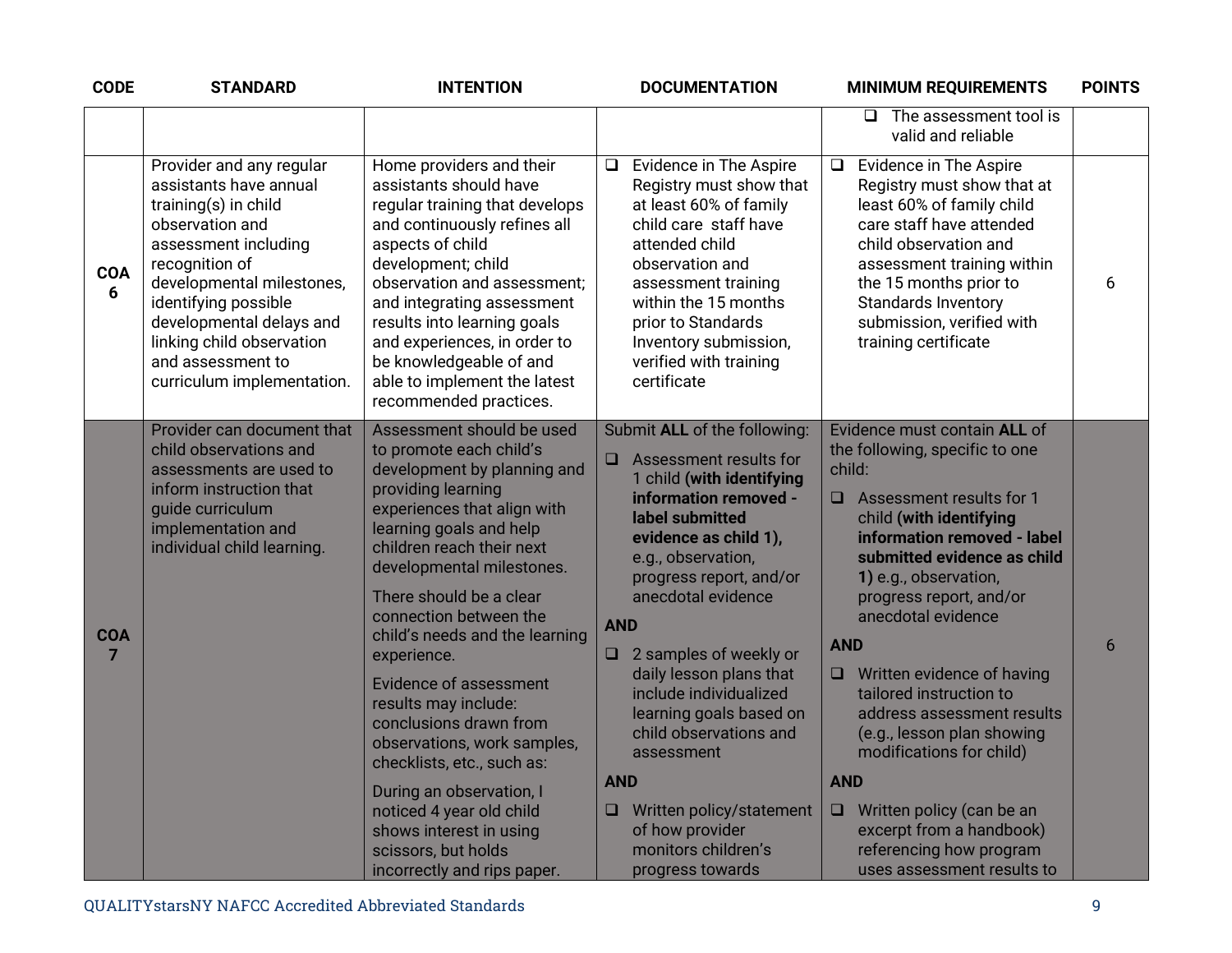| CODE | STANDARD | INTENTION | DOCUMENTATION | MINIMUM REQUIREMENTS | POINTS |
|---|---|---|---|---|---|
| | | | | ❑ The assessment tool is valid and reliable | |
| **COA 6** | Provider and any regular assistants have annual training(s) in child observation and assessment including recognition of developmental milestones, identifying possible developmental delays and linking child observation and assessment to curriculum implementation. | Home providers and their assistants should have regular training that develops and continuously refines all aspects of child development; child observation and assessment; and integrating assessment results into learning goals and experiences, in order to be knowledgeable of and able to implement the latest recommended practices. | ❑ Evidence in The Aspire Registry must show that at least 60% of family child care staff have attended child observation and assessment training within the 15 months prior to Standards Inventory submission, verified with training certificate | ❑ Evidence in The Aspire Registry must show that at least 60% of family child care staff have attended child observation and assessment training within the 15 months prior to Standards Inventory submission, verified with training certificate | 6 |
| **COA 7** | Provider can document that child observations and assessments are used to inform instruction that guide curriculum implementation and individual child learning. | Assessment should be used to promote each child's development by planning and providing learning experiences that align with learning goals and help children reach their next developmental milestones.<br><br>There should be a clear connection between the child's needs and the learning experience.<br><br>Evidence of assessment results may include: conclusions drawn from observations, work samples, checklists, etc., such as:<br><br>During an observation, I noticed 4 year old child shows interest in using scissors, but holds incorrectly and rips paper. | Submit **ALL** of the following:<br><br>❑ Assessment results for 1 child **(with identifying information removed - label submitted evidence as child 1),** e.g., observation, progress report, and/or anecdotal evidence<br><br>**AND**<br><br>❑ 2 samples of weekly or daily lesson plans that include individualized learning goals based on child observations and assessment<br><br>**AND**<br><br>❑ Written policy/statement of how provider monitors children's progress towards | Evidence must contain **ALL** of the following, specific to one child:<br><br>❑ Assessment results for 1 child **(with identifying information removed - label submitted evidence as child 1)** e.g., observation, progress report, and/or anecdotal evidence<br><br>**AND**<br><br>❑ Written evidence of having tailored instruction to address assessment results (e.g., lesson plan showing modifications for child)<br><br>**AND**<br><br>❑ Written policy (can be an excerpt from a handbook) referencing how program uses assessment results to | 6 |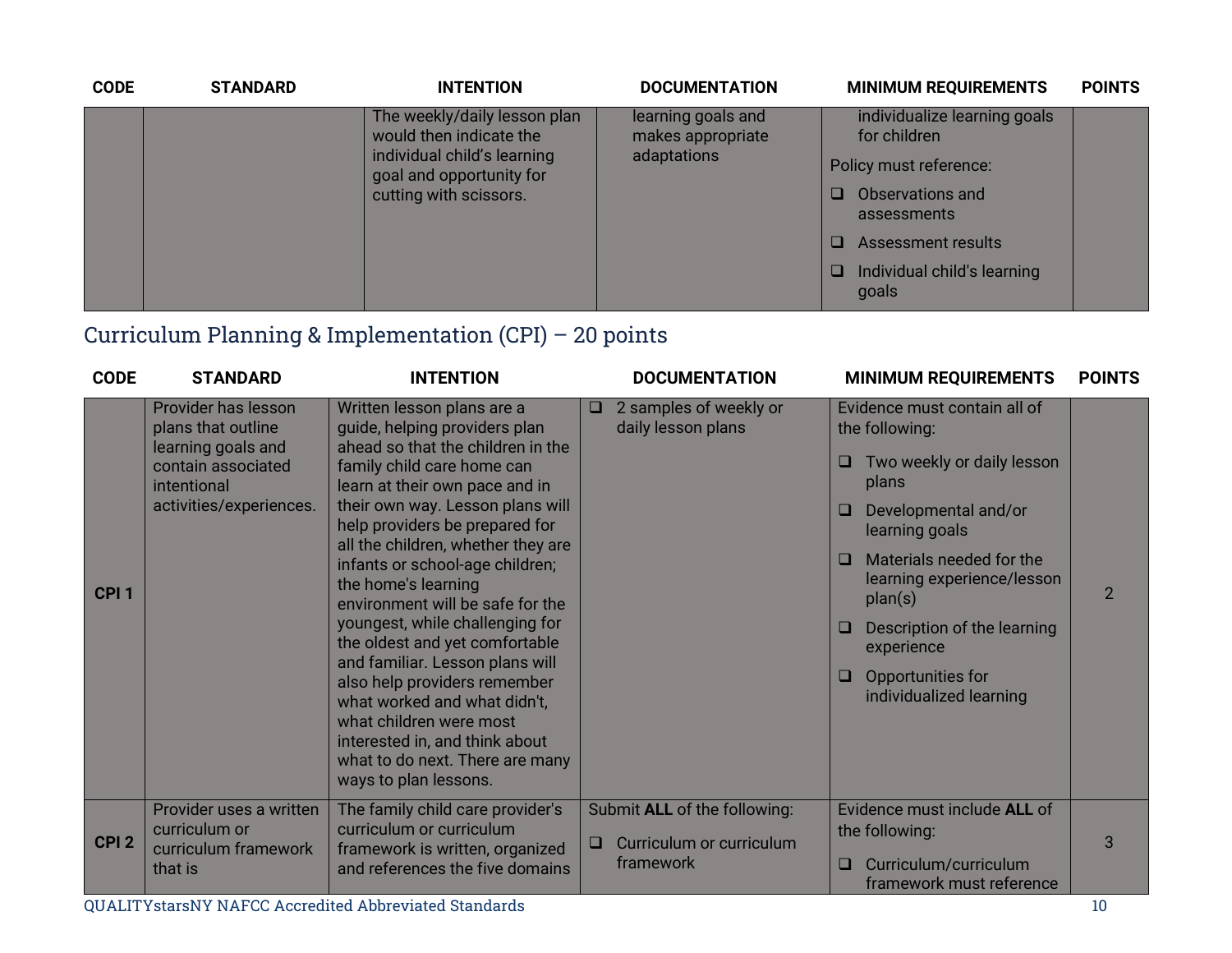| CODE | STANDARD | INTENTION | DOCUMENTATION | MINIMUM REQUIREMENTS | POINTS |
|---|---|---|---|---|---|
| | | The weekly/daily lesson plan would then indicate the individual child's learning goal and opportunity for cutting with scissors. | learning goals and makes appropriate adaptations | individualize learning goals for children<br><br>Policy must reference:<br>❑ Observations and assessments<br>❑ Assessment results<br>❑ Individual child's learning goals | |

## Curriculum Planning & Implementation (CPI) – 20 points

| CODE | STANDARD | INTENTION | DOCUMENTATION | MINIMUM REQUIREMENTS | POINTS |
|---|---|---|---|---|---|
| **CPI 1** | Provider has lesson plans that outline learning goals and contain associated intentional activities/experiences. | Written lesson plans are a guide, helping providers plan ahead so that the children in the family child care home can learn at their own pace and in their own way. Lesson plans will help providers be prepared for all the children, whether they are infants or school-age children; the home's learning environment will be safe for the youngest, while challenging for the oldest and yet comfortable and familiar. Lesson plans will also help providers remember what worked and what didn't, what children were most interested in, and think about what to do next. There are many ways to plan lessons. | ❑ 2 samples of weekly or daily lesson plans | Evidence must contain all of the following:<br>❑ Two weekly or daily lesson plans<br>❑ Developmental and/or learning goals<br>❑ Materials needed for the learning experience/lesson plan(s)<br>❑ Description of the learning experience<br>❑ Opportunities for individualized learning | 2 |
| **CPI 2** | Provider uses a written curriculum or curriculum framework that is | The family child care provider's curriculum or curriculum framework is written, organized and references the five domains | Submit **ALL** of the following:<br>❑ Curriculum or curriculum framework | Evidence must include **ALL** of the following:<br>❑ Curriculum/curriculum framework must reference | 3 |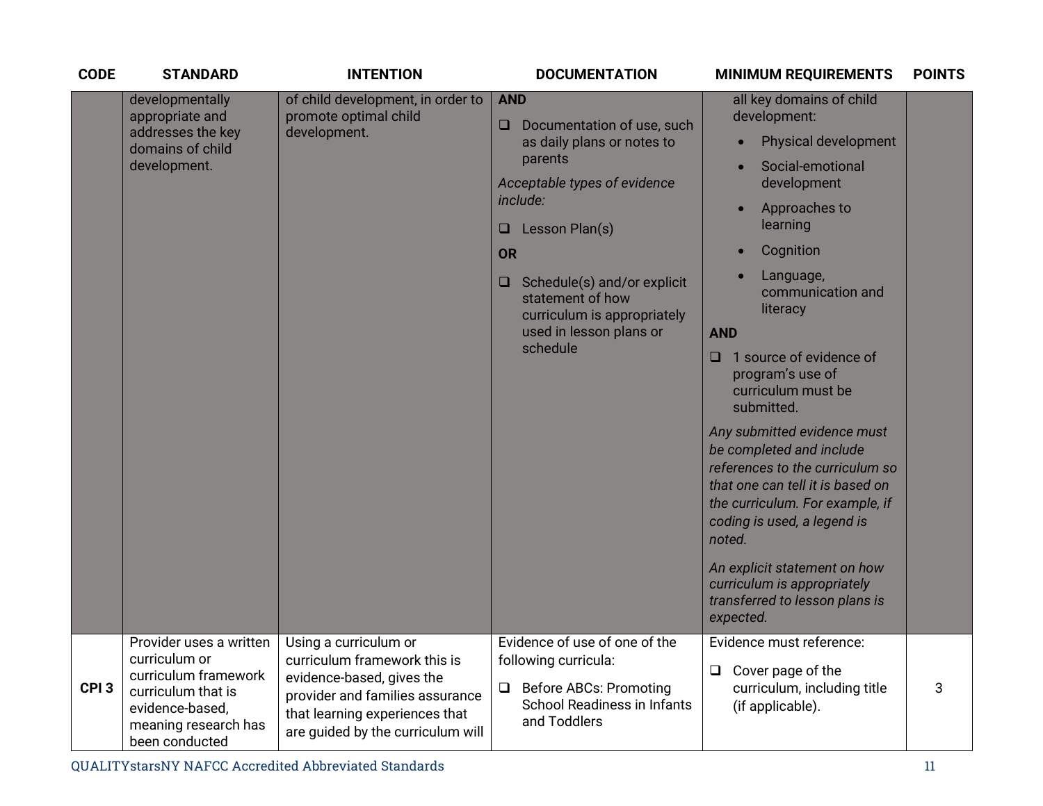| CODE | STANDARD | INTENTION | DOCUMENTATION | MINIMUM REQUIREMENTS | POINTS |
|---|---|---|---|---|---|
| | developmentally appropriate and addresses the key domains of child development. | of child development, in order to promote optimal child development. | **AND**<br>❑ Documentation of use, such as daily plans or notes to parents<br>*Acceptable types of evidence include:*<br>❑ Lesson Plan(s)<br>**OR**<br>❑ Schedule(s) and/or explicit statement of how curriculum is appropriately used in lesson plans or schedule | all key domains of child development:<br>• Physical development<br>• Social-emotional development<br>• Approaches to learning<br>• Cognition<br>• Language, communication and literacy<br>**AND**<br>❑ 1 source of evidence of program's use of curriculum must be submitted.<br>*Any submitted evidence must be completed and include references to the curriculum so that one can tell it is based on the curriculum. For example, if coding is used, a legend is noted.*<br>*An explicit statement on how curriculum is appropriately transferred to lesson plans is expected.* | |
| CPI 3 | Provider uses a written curriculum or curriculum framework curriculum that is evidence-based, meaning research has been conducted | Using a curriculum or curriculum framework this is evidence-based, gives the provider and families assurance that learning experiences that are guided by the curriculum will | Evidence of use of one of the following curricula:<br>❑ Before ABCs: Promoting School Readiness in Infants and Toddlers | Evidence must reference:<br>❑ Cover page of the curriculum, including title (if applicable). | 3 |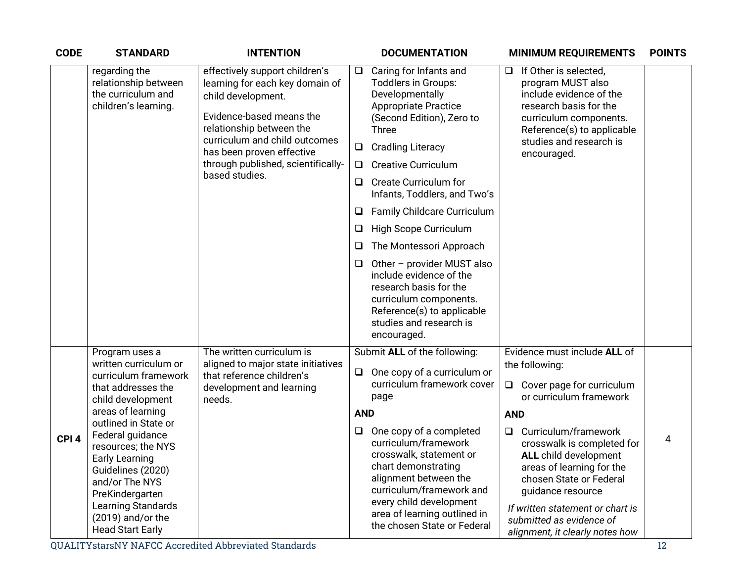| CODE | STANDARD | INTENTION | DOCUMENTATION | MINIMUM REQUIREMENTS | POINTS |
|---|---|---|---|---|---|
| | regarding the relationship between the curriculum and children's learning. | effectively support children's learning for each key domain of child development.<br><br>Evidence-based means the relationship between the curriculum and child outcomes has been proven effective through published, scientifically-based studies. | ❑ Caring for Infants and Toddlers in Groups: Developmentally Appropriate Practice (Second Edition), Zero to Three<br>❑ Cradling Literacy<br>❑ Creative Curriculum<br>❑ Create Curriculum for Infants, Toddlers, and Two's<br>❑ Family Childcare Curriculum<br>❑ High Scope Curriculum<br>❑ The Montessori Approach<br>❑ Other – provider MUST also include evidence of the research basis for the curriculum components. Reference(s) to applicable studies and research is encouraged. | ❑ If Other is selected, program MUST also include evidence of the research basis for the curriculum components. Reference(s) to applicable studies and research is encouraged. | |
| **CPI 4** | Program uses a written curriculum or curriculum framework that addresses the child development areas of learning outlined in State or Federal guidance resources; the NYS Early Learning Guidelines (2020) and/or The NYS PreKindergarten Learning Standards (2019) and/or the Head Start Early | The written curriculum is aligned to major state initiatives that reference children's development and learning needs. | Submit **ALL** of the following:<br>❑ One copy of a curriculum or curriculum framework cover page<br>**AND**<br>❑ One copy of a completed curriculum/framework crosswalk, statement or chart demonstrating alignment between the curriculum/framework and every child development area of learning outlined in the chosen State or Federal | Evidence must include **ALL** of the following:<br>❑ Cover page for curriculum or curriculum framework<br>**AND**<br>❑ Curriculum/framework crosswalk is completed for **ALL** child development areas of learning for the chosen State or Federal guidance resource<br>*If written statement or chart is submitted as evidence of alignment, it clearly notes how* | 4 |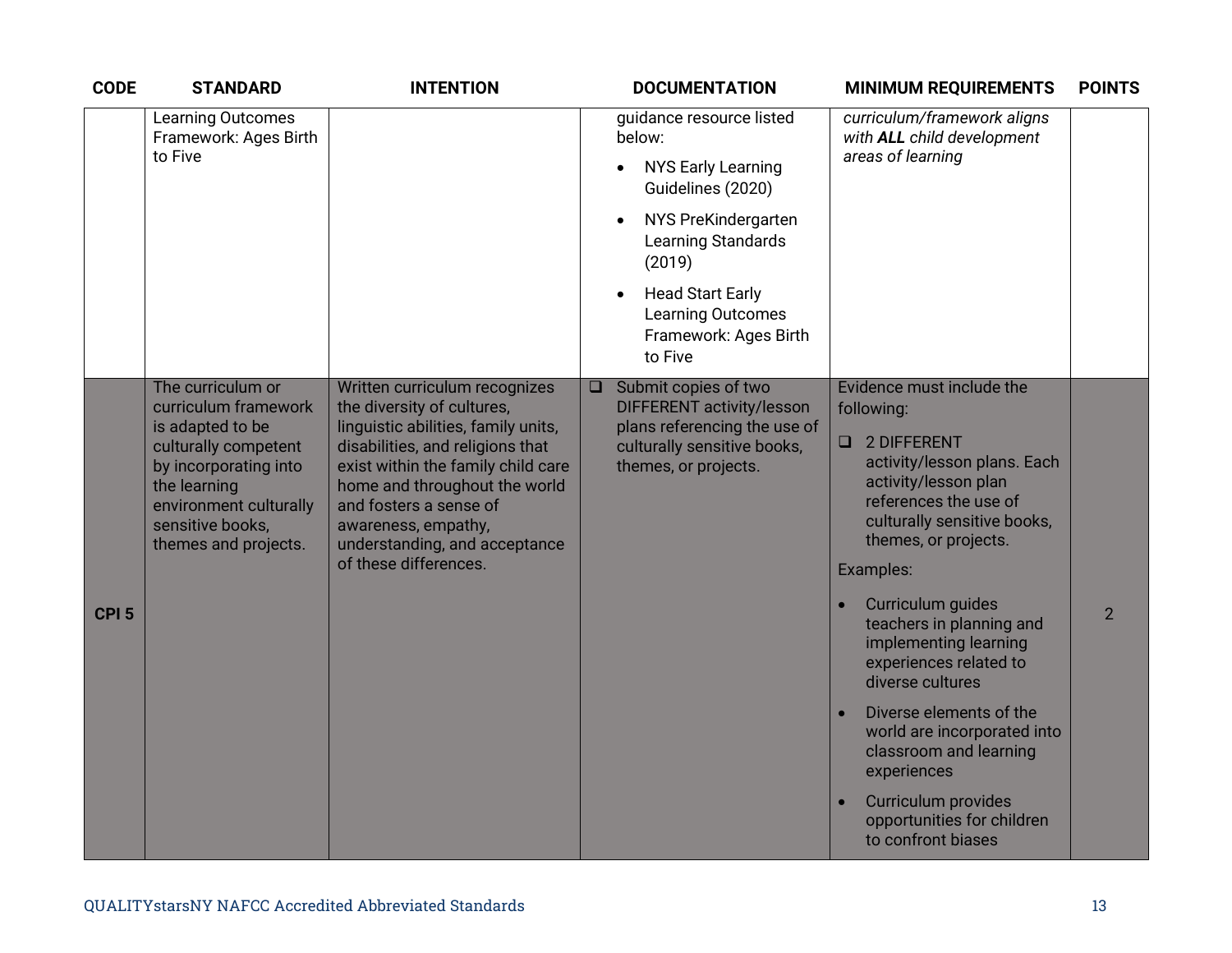| CODE | STANDARD | INTENTION | DOCUMENTATION | MINIMUM REQUIREMENTS | POINTS |
|---|---|---|---|---|---|
| | Learning Outcomes Framework: Ages Birth to Five | | guidance resource listed below:<br>• NYS Early Learning Guidelines (2020)<br>• NYS PreKindergarten Learning Standards (2019)<br>• Head Start Early Learning Outcomes Framework: Ages Birth to Five | *curriculum/framework aligns with **ALL** child development areas of learning* | |
| **CPI 5** | The curriculum or curriculum framework is adapted to be culturally competent by incorporating into the learning environment culturally sensitive books, themes and projects. | Written curriculum recognizes the diversity of cultures, linguistic abilities, family units, disabilities, and religions that exist within the family child care home and throughout the world and fosters a sense of awareness, empathy, understanding, and acceptance of these differences. | ❑ Submit copies of two DIFFERENT activity/lesson plans referencing the use of culturally sensitive books, themes, or projects. | Evidence must include the following:<br>❑ 2 DIFFERENT activity/lesson plans. Each activity/lesson plan references the use of culturally sensitive books, themes, or projects.<br>Examples:<br>• Curriculum guides teachers in planning and implementing learning experiences related to diverse cultures<br>• Diverse elements of the world are incorporated into classroom and learning experiences<br>• Curriculum provides opportunities for children to confront biases | 2 |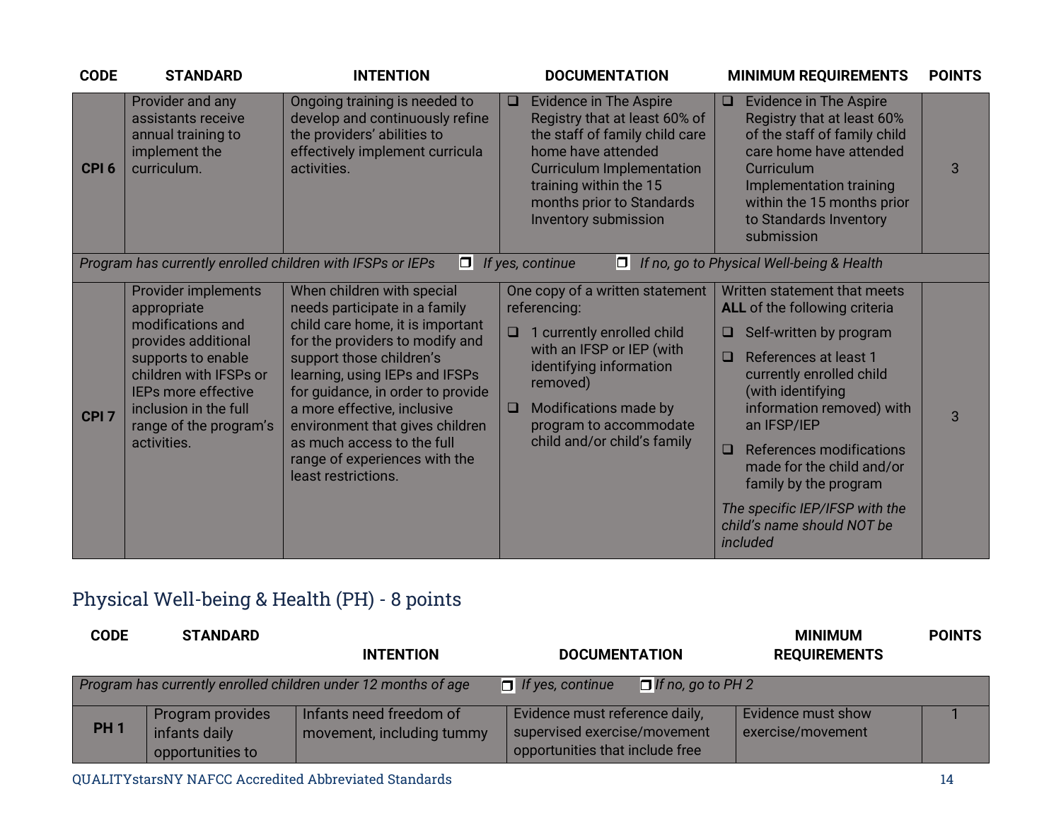| CODE | STANDARD | INTENTION | DOCUMENTATION | MINIMUM REQUIREMENTS | POINTS |
|---|---|---|---|---|---|
| **CPI 6** | Provider and any assistants receive annual training to implement the curriculum. | Ongoing training is needed to develop and continuously refine the providers' abilities to effectively implement curricula activities. | ❑ Evidence in The Aspire Registry that at least 60% of the staff of family child care home have attended Curriculum Implementation training within the 15 months prior to Standards Inventory submission | ❑ Evidence in The Aspire Registry that at least 60% of the staff of family child care home have attended Curriculum Implementation training within the 15 months prior to Standards Inventory submission | 3 |
| *Program has currently enrolled children with IFSPs or IEPs* ❐ *If yes, continue* ❐ *If no, go to Physical Well-being & Health* | | | | | |
| **CPI 7** | Provider implements appropriate modifications and provides additional supports to enable children with IFSPs or IEPs more effective inclusion in the full range of the program's activities. | When children with special needs participate in a family child care home, it is important for the providers to modify and support those children's learning, using IEPs and IFSPs for guidance, in order to provide a more effective, inclusive environment that gives children as much access to the full range of experiences with the least restrictions. | One copy of a written statement referencing:<br>❑ 1 currently enrolled child with an IFSP or IEP (with identifying information removed)<br>❑ Modifications made by program to accommodate child and/or child's family | Written statement that meets **ALL** of the following criteria<br>❑ Self-written by program<br>❑ References at least 1 currently enrolled child (with identifying information removed) with an IFSP/IEP<br>❑ References modifications made for the child and/or family by the program<br>*The specific IEP/IFSP with the child's name should NOT be included* | 3 |

## Physical Well-being & Health (PH) - 8 points

| CODE | STANDARD | INTENTION | DOCUMENTATION | MINIMUM REQUIREMENTS | POINTS |
|---|---|---|---|---|---|
| *Program has currently enrolled children under 12 months of age* ❐ *If yes, continue* ❐ *If no, go to PH 2* | | | | | |
| **PH 1** | Program provides infants daily opportunities to | Infants need freedom of movement, including tummy | Evidence must reference daily, supervised exercise/movement opportunities that include free | Evidence must show exercise/movement | 1 |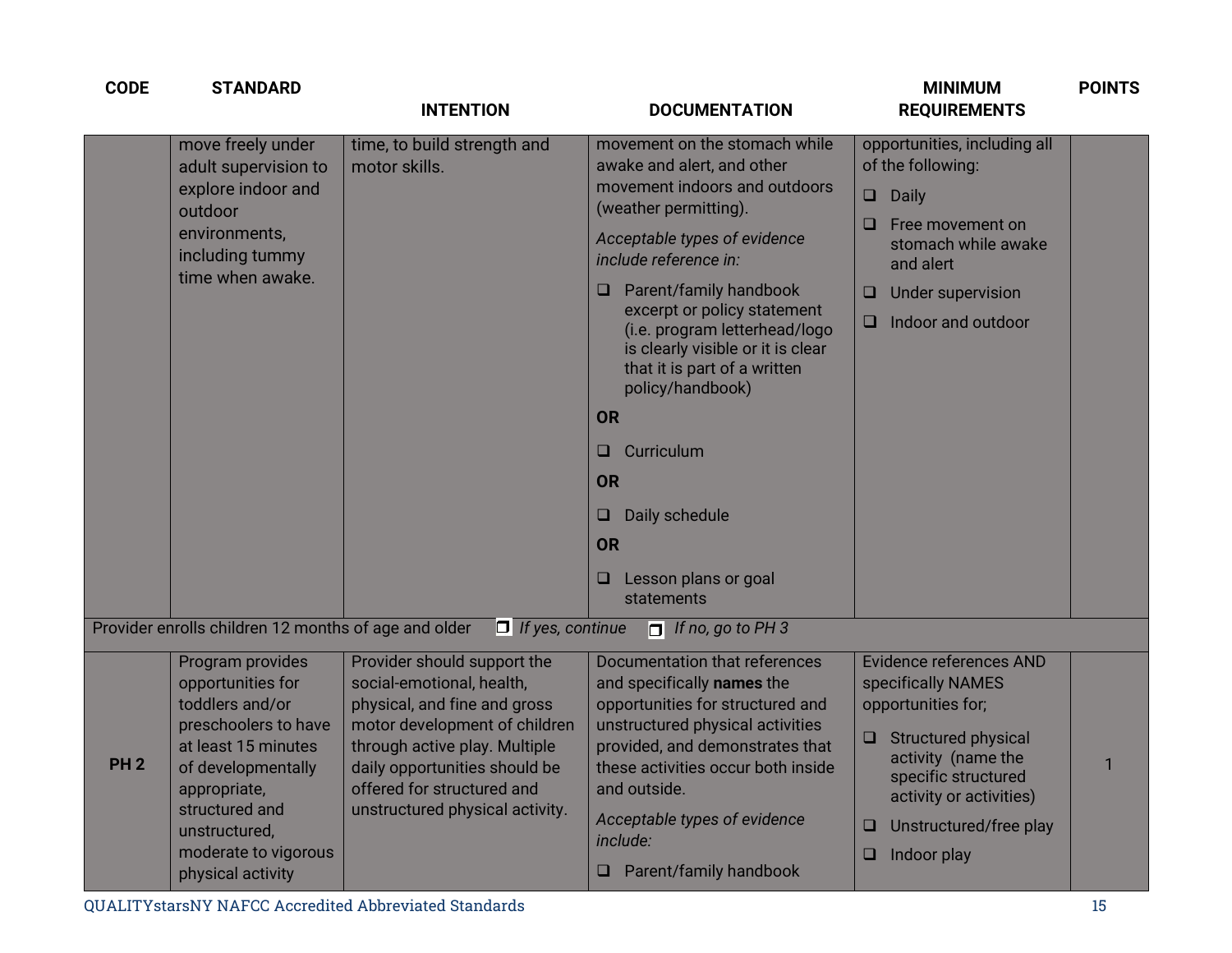| CODE | STANDARD | INTENTION | DOCUMENTATION | MINIMUM REQUIREMENTS | POINTS |
|---|---|---|---|---|---|
| | move freely under adult supervision to explore indoor and outdoor environments, including tummy time when awake. | time, to build strength and motor skills. | movement on the stomach while awake and alert, and other movement indoors and outdoors (weather permitting).<br>*Acceptable types of evidence include reference in:*<br>❑ Parent/family handbook excerpt or policy statement (i.e. program letterhead/logo is clearly visible or it is clear that it is part of a written policy/handbook)<br>**OR**<br>❑ Curriculum<br>**OR**<br>❑ Daily schedule<br>**OR**<br>❑ Lesson plans or goal statements | opportunities, including all of the following:<br>❑ Daily<br>❑ Free movement on stomach while awake and alert<br>❑ Under supervision<br>❑ Indoor and outdoor | |
| Provider enrolls children 12 months of age and older ❐ *If yes, continue* ❐ *If no, go to PH 3* | | | | | |
| **PH 2** | Program provides opportunities for toddlers and/or preschoolers to have at least 15 minutes of developmentally appropriate, structured and unstructured, moderate to vigorous physical activity | Provider should support the social-emotional, health, physical, and fine and gross motor development of children through active play. Multiple daily opportunities should be offered for structured and unstructured physical activity. | Documentation that references and specifically **names** the opportunities for structured and unstructured physical activities provided, and demonstrates that these activities occur both inside and outside.<br>*Acceptable types of evidence include:*<br>❑ Parent/family handbook | Evidence references AND specifically NAMES opportunities for;<br>❑ Structured physical activity (name the specific structured activity or activities)<br>❑ Unstructured/free play<br>❑ Indoor play | 1 |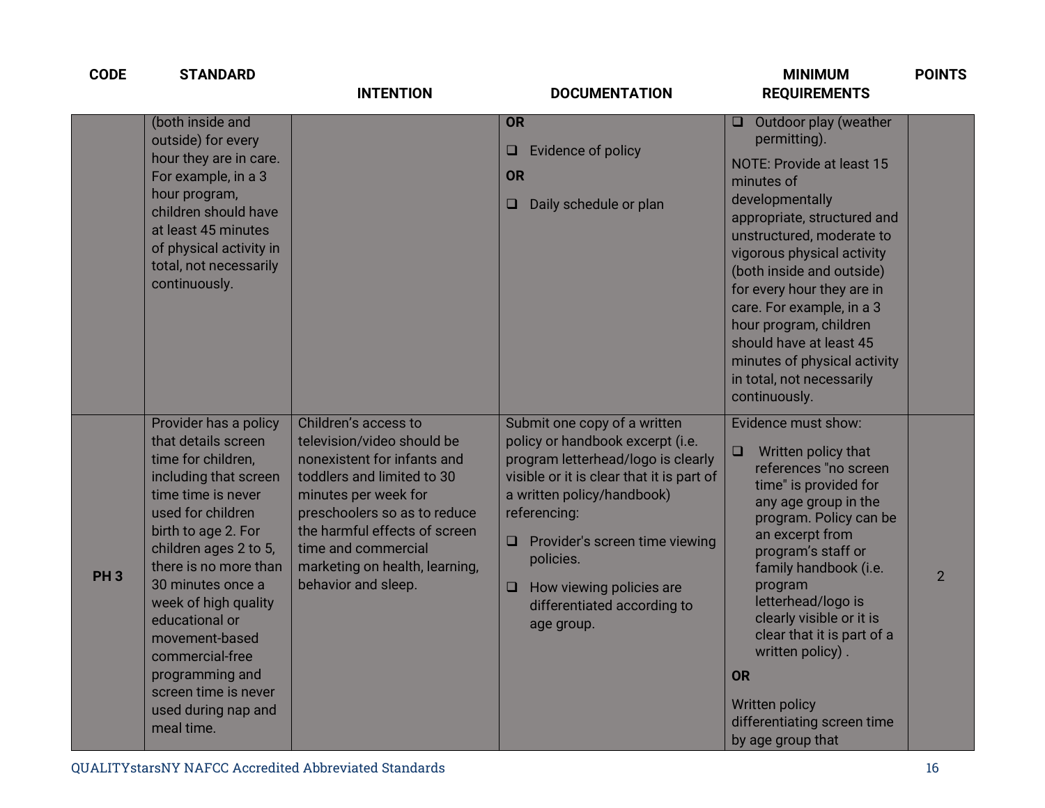| CODE | STANDARD | INTENTION | DOCUMENTATION | MINIMUM REQUIREMENTS | POINTS |
|---|---|---|---|---|---|
| | (both inside and outside) for every hour they are in care. For example, in a 3 hour program, children should have at least 45 minutes of physical activity in total, not necessarily continuously. | | **OR**<br>❑ Evidence of policy<br>**OR**<br>❑ Daily schedule or plan | ❑ Outdoor play (weather permitting).<br>NOTE: Provide at least 15 minutes of developmentally appropriate, structured and unstructured, moderate to vigorous physical activity (both inside and outside) for every hour they are in care. For example, in a 3 hour program, children should have at least 45 minutes of physical activity in total, not necessarily continuously. | |
| **PH 3** | Provider has a policy that details screen time for children, including that screen time time is never used for children birth to age 2. For children ages 2 to 5, there is no more than 30 minutes once a week of high quality educational or movement-based commercial-free programming and screen time is never used during nap and meal time. | Children's access to television/video should be nonexistent for infants and toddlers and limited to 30 minutes per week for preschoolers so as to reduce the harmful effects of screen time and commercial marketing on health, learning, behavior and sleep. | Submit one copy of a written policy or handbook excerpt (i.e. program letterhead/logo is clearly visible or it is clear that it is part of a written policy/handbook) referencing:<br>❑ Provider's screen time viewing policies.<br>❑ How viewing policies are differentiated according to age group. | Evidence must show:<br>❑ Written policy that references "no screen time" is provided for any age group in the program. Policy can be an excerpt from program's staff or family handbook (i.e. program letterhead/logo is clearly visible or it is clear that it is part of a written policy) .<br>**OR**<br>Written policy differentiating screen time by age group that | 2 |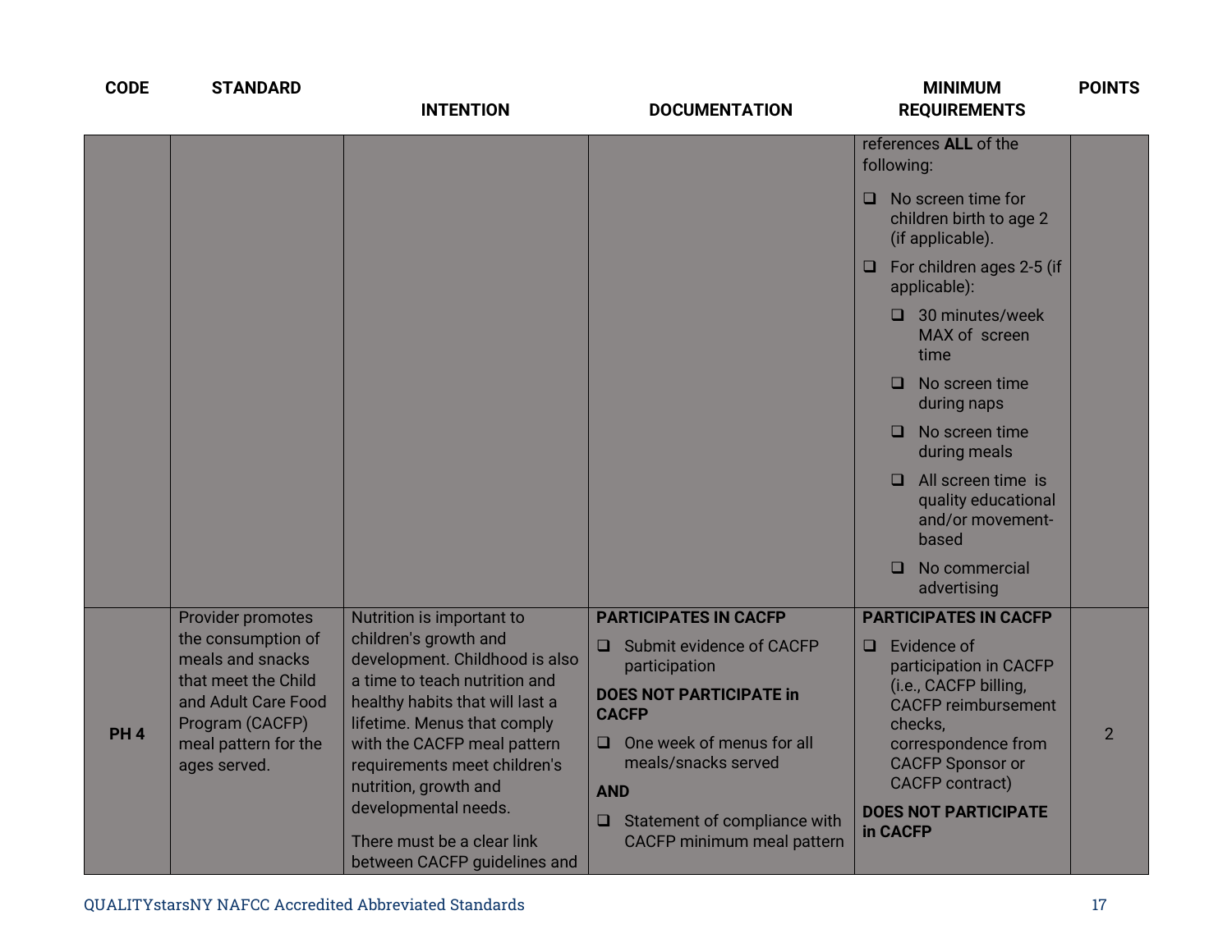| CODE | STANDARD | INTENTION | DOCUMENTATION | MINIMUM REQUIREMENTS | POINTS |
|---|---|---|---|---|---|
| | | | | references **ALL** of the following:<br>❑ No screen time for children birth to age 2 (if applicable).<br>❑ For children ages 2-5 (if applicable):<br>&nbsp;&nbsp;&nbsp;&nbsp;❑ 30 minutes/week MAX of screen time<br>&nbsp;&nbsp;&nbsp;&nbsp;❑ No screen time during naps<br>&nbsp;&nbsp;&nbsp;&nbsp;❑ No screen time during meals<br>&nbsp;&nbsp;&nbsp;&nbsp;❑ All screen time is quality educational and/or movement-based<br>&nbsp;&nbsp;&nbsp;&nbsp;❑ No commercial advertising | |
| **PH 4** | Provider promotes the consumption of meals and snacks that meet the Child and Adult Care Food Program (CACFP) meal pattern for the ages served. | Nutrition is important to children's growth and development. Childhood is also a time to teach nutrition and healthy habits that will last a lifetime. Menus that comply with the CACFP meal pattern requirements meet children's nutrition, growth and developmental needs.<br><br>There must be a clear link between CACFP guidelines and | **PARTICIPATES IN CACFP**<br>❑ Submit evidence of CACFP participation<br>**DOES NOT PARTICIPATE in CACFP**<br>❑ One week of menus for all meals/snacks served<br>**AND**<br>❑ Statement of compliance with CACFP minimum meal pattern | **PARTICIPATES IN CACFP**<br>❑ Evidence of participation in CACFP (i.e., CACFP billing, CACFP reimbursement checks, correspondence from CACFP Sponsor or CACFP contract)<br>**DOES NOT PARTICIPATE in CACFP** | 2 |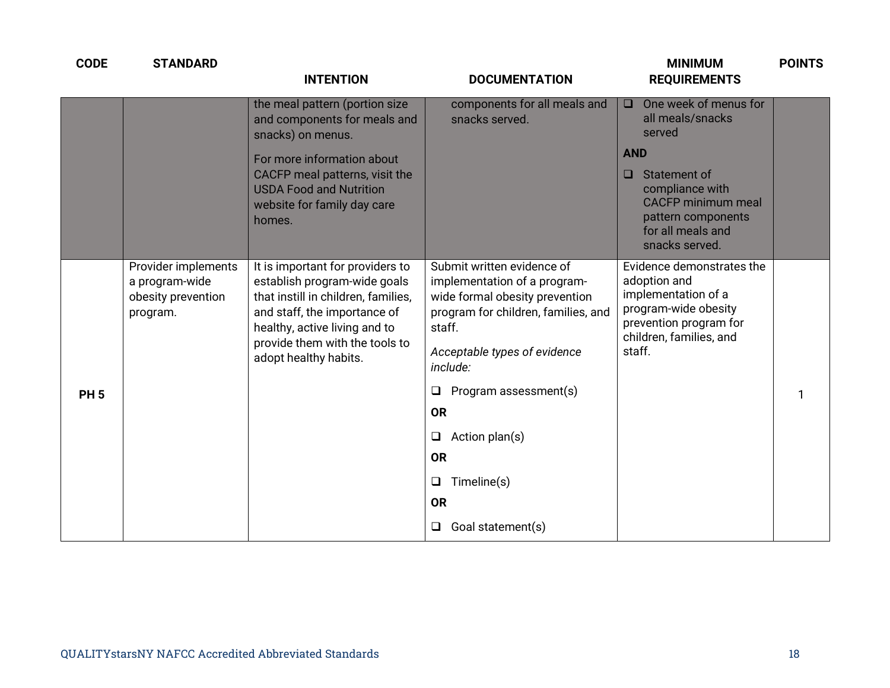| CODE | STANDARD | INTENTION | DOCUMENTATION | MINIMUM REQUIREMENTS | POINTS |
|---|---|---|---|---|---|
| | | the meal pattern (portion size and components for meals and snacks) on menus.<br><br>For more information about CACFP meal patterns, visit the USDA Food and Nutrition website for family day care homes. | components for all meals and snacks served. | ❑ One week of menus for all meals/snacks served<br><br>**AND**<br><br>❑ Statement of compliance with CACFP minimum meal pattern components for all meals and snacks served. | |
| **PH 5** | Provider implements a program-wide obesity prevention program. | It is important for providers to establish program-wide goals that instill in children, families, and staff, the importance of healthy, active living and to provide them with the tools to adopt healthy habits. | Submit written evidence of implementation of a program-wide formal obesity prevention program for children, families, and staff.<br><br>*Acceptable types of evidence include:*<br><br>❑ Program assessment(s)<br><br>**OR**<br><br>❑ Action plan(s)<br><br>**OR**<br><br>❑ Timeline(s)<br><br>**OR**<br><br>❑ Goal statement(s) | Evidence demonstrates the adoption and implementation of a program-wide obesity prevention program for children, families, and staff. | 1 |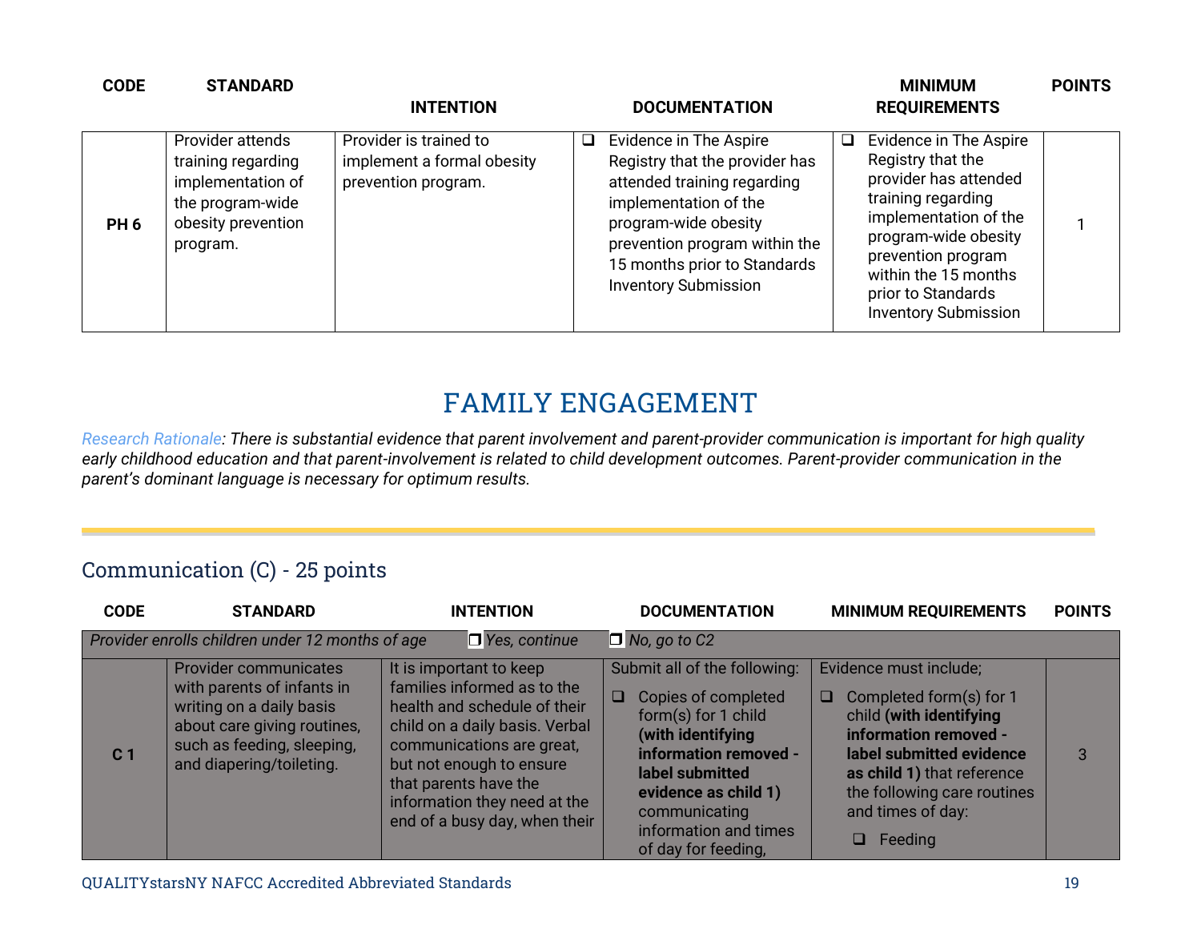| CODE | STANDARD | INTENTION | DOCUMENTATION | MINIMUM REQUIREMENTS | POINTS |
|---|---|---|---|---|---|
| **PH 6** | Provider attends training regarding implementation of the program-wide obesity prevention program. | Provider is trained to implement a formal obesity prevention program. | ❑ Evidence in The Aspire Registry that the provider has attended training regarding implementation of the program-wide obesity prevention program within the 15 months prior to Standards Inventory Submission | ❑ Evidence in The Aspire Registry that the provider has attended training regarding implementation of the program-wide obesity prevention program within the 15 months prior to Standards Inventory Submission | 1 |

# FAMILY ENGAGEMENT

*Research Rationale: There is substantial evidence that parent involvement and parent-provider communication is important for high quality early childhood education and that parent-involvement is related to child development outcomes. Parent-provider communication in the parent's dominant language is necessary for optimum results.*

## Communication (C) - 25 points

| CODE | STANDARD | INTENTION | DOCUMENTATION | MINIMUM REQUIREMENTS | POINTS |
|---|---|---|---|---|---|
| *Provider enrolls children under 12 months of age* | | ❑ *Yes, continue* | ❑ *No, go to C2* | | |
| **C 1** | Provider communicates with parents of infants in writing on a daily basis about care giving routines, such as feeding, sleeping, and diapering/toileting. | It is important to keep families informed as to the health and schedule of their child on a daily basis. Verbal communications are great, but not enough to ensure that parents have the information they need at the end of a busy day, when their | Submit all of the following:<br>❑ Copies of completed form(s) for 1 child **(with identifying information removed - label submitted evidence as child 1)** communicating information and times of day for feeding, | Evidence must include;<br>❑ Completed form(s) for 1 child **(with identifying information removed - label submitted evidence as child 1)** that reference the following care routines and times of day:<br>❑ Feeding | 3 |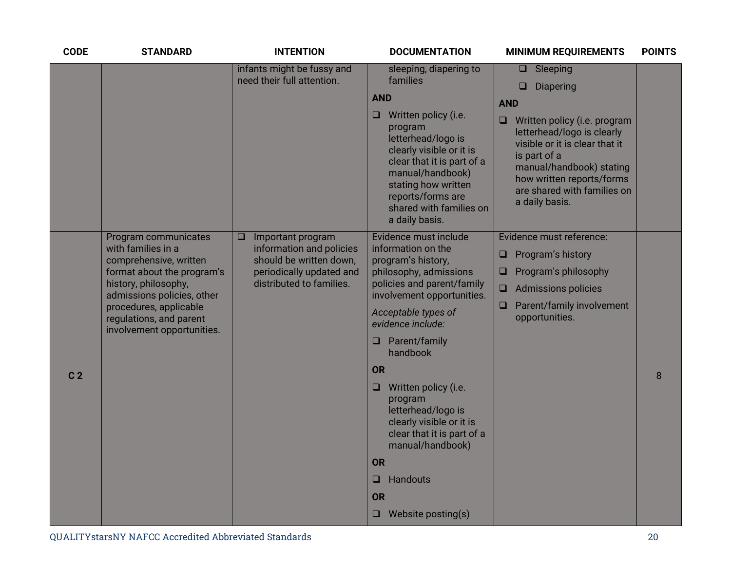| CODE | STANDARD | INTENTION | DOCUMENTATION | MINIMUM REQUIREMENTS | POINTS |
|---|---|---|---|---|---|
| | | infants might be fussy and need their full attention. | sleeping, diapering to families<br>**AND**<br>❑ Written policy (i.e. program letterhead/logo is clearly visible or it is clear that it is part of a manual/handbook) stating how written reports/forms are shared with families on a daily basis. | ❑ Sleeping<br>❑ Diapering<br>**AND**<br>❑ Written policy (i.e. program letterhead/logo is clearly visible or it is clear that it is part of a manual/handbook) stating how written reports/forms are shared with families on a daily basis. | |
| C 2 | Program communicates with families in a comprehensive, written format about the program's history, philosophy, admissions policies, other procedures, applicable regulations, and parent involvement opportunities. | ❑ Important program information and policies should be written down, periodically updated and distributed to families. | Evidence must include information on the program's history, philosophy, admissions policies and parent/family involvement opportunities.<br>*Acceptable types of evidence include:*<br>❑ Parent/family handbook<br>**OR**<br>❑ Written policy (i.e. program letterhead/logo is clearly visible or it is clear that it is part of a manual/handbook)<br>**OR**<br>❑ Handouts<br>**OR**<br>❑ Website posting(s) | Evidence must reference:<br>❑ Program's history<br>❑ Program's philosophy<br>❑ Admissions policies<br>❑ Parent/family involvement opportunities. | 8 |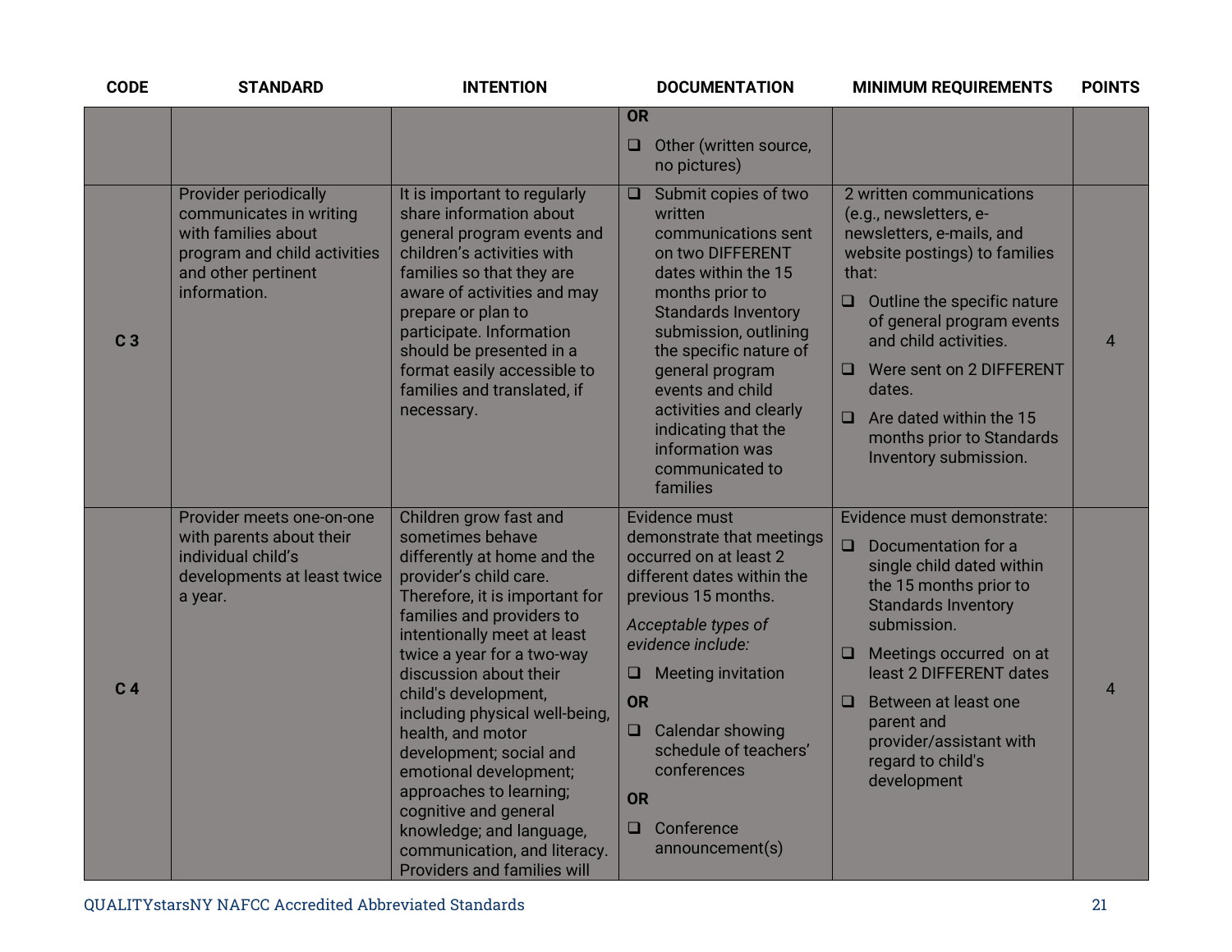| CODE | STANDARD | INTENTION | DOCUMENTATION | MINIMUM REQUIREMENTS | POINTS |
|---|---|---|---|---|---|
| | | | **OR**<br>❑ Other (written source, no pictures) | | |
| **C 3** | Provider periodically communicates in writing with families about program and child activities and other pertinent information. | It is important to regularly share information about general program events and children's activities with families so that they are aware of activities and may prepare or plan to participate. Information should be presented in a format easily accessible to families and translated, if necessary. | ❑ Submit copies of two written communications sent on two DIFFERENT dates within the 15 months prior to Standards Inventory submission, outlining the specific nature of general program events and child activities and clearly indicating that the information was communicated to families | 2 written communications (e.g., newsletters, e-newsletters, e-mails, and website postings) to families that:<br>❑ Outline the specific nature of general program events and child activities.<br>❑ Were sent on 2 DIFFERENT dates.<br>❑ Are dated within the 15 months prior to Standards Inventory submission. | 4 |
| **C 4** | Provider meets one-on-one with parents about their individual child's developments at least twice a year. | Children grow fast and sometimes behave differently at home and the provider's child care. Therefore, it is important for families and providers to intentionally meet at least twice a year for a two-way discussion about their child's development, including physical well-being, health, and motor development; social and emotional development; approaches to learning; cognitive and general knowledge; and language, communication, and literacy. Providers and families will | Evidence must demonstrate that meetings occurred on at least 2 different dates within the previous 15 months.<br>*Acceptable types of evidence include:*<br>❑ Meeting invitation<br>**OR**<br>❑ Calendar showing schedule of teachers' conferences<br>**OR**<br>❑ Conference announcement(s) | Evidence must demonstrate:<br>❑ Documentation for a single child dated within the 15 months prior to Standards Inventory submission.<br>❑ Meetings occurred on at least 2 DIFFERENT dates<br>❑ Between at least one parent and provider/assistant with regard to child's development | 4 |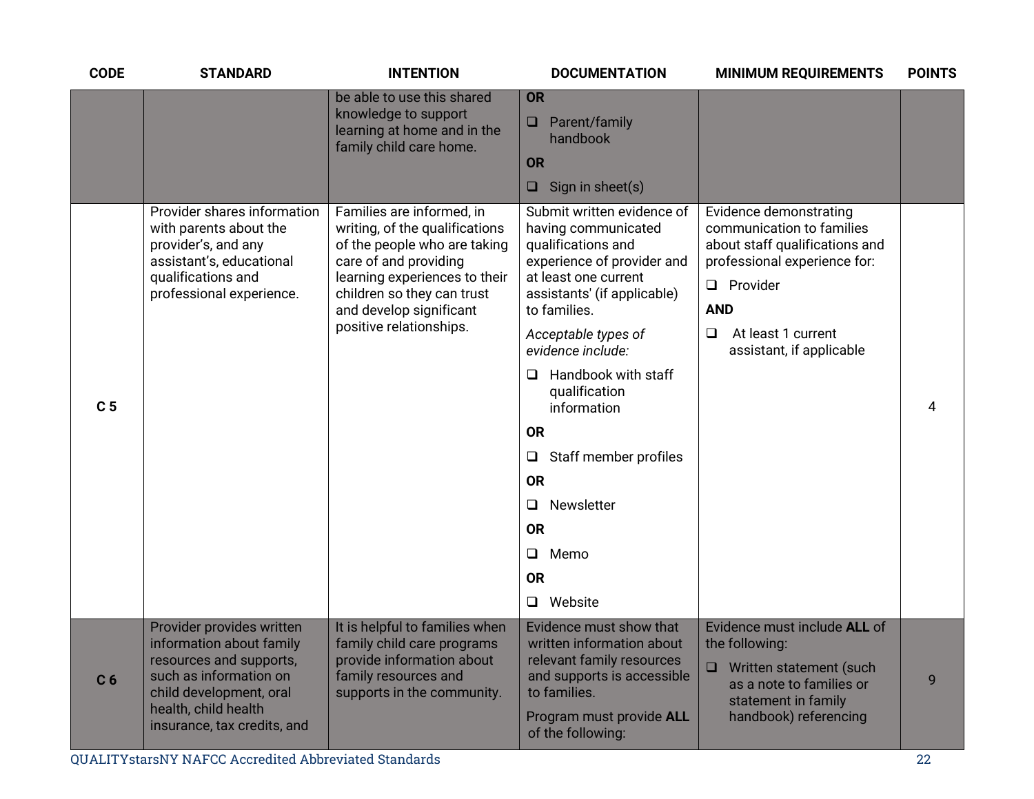| CODE | STANDARD | INTENTION | DOCUMENTATION | MINIMUM REQUIREMENTS | POINTS |
|---|---|---|---|---|---|
| | | be able to use this shared knowledge to support learning at home and in the family child care home. | **OR**<br>❑ Parent/family handbook<br>**OR**<br>❑ Sign in sheet(s) | | |
| C 5 | Provider shares information with parents about the provider's, and any assistant's, educational qualifications and professional experience. | Families are informed, in writing, of the qualifications of the people who are taking care of and providing learning experiences to their children so they can trust and develop significant positive relationships. | Submit written evidence of having communicated qualifications and experience of provider and at least one current assistants' (if applicable) to families.<br>*Acceptable types of evidence include:*<br>❑ Handbook with staff qualification information<br>**OR**<br>❑ Staff member profiles<br>**OR**<br>❑ Newsletter<br>**OR**<br>❑ Memo<br>**OR**<br>❑ Website | Evidence demonstrating communication to families about staff qualifications and professional experience for:<br>❑ Provider<br>**AND**<br>❑ At least 1 current assistant, if applicable | 4 |
| C 6 | Provider provides written information about family resources and supports, such as information on child development, oral health, child health insurance, tax credits, and | It is helpful to families when family child care programs provide information about family resources and supports in the community. | Evidence must show that written information about relevant family resources and supports is accessible to families.<br>Program must provide **ALL** of the following: | Evidence must include **ALL** of the following:<br>❑ Written statement (such as a note to families or statement in family handbook) referencing | 9 |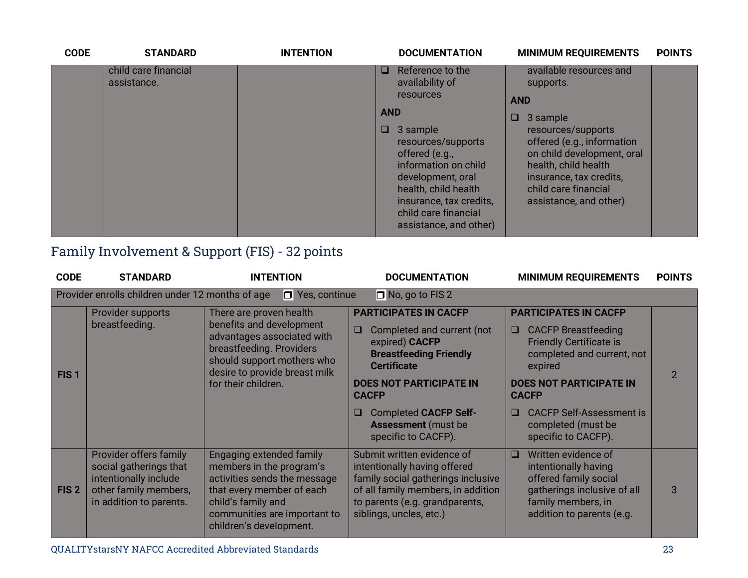| CODE | STANDARD | INTENTION | DOCUMENTATION | MINIMUM REQUIREMENTS | POINTS |
|---|---|---|---|---|---|
| | child care financial assistance. | | ❑ Reference to the availability of resources<br>**AND**<br>❑ 3 sample resources/supports offered (e.g., information on child development, oral health, child health insurance, tax credits, child care financial assistance, and other) | available resources and supports.<br>**AND**<br>❑ 3 sample resources/supports offered (e.g., information on child development, oral health, child health insurance, tax credits, child care financial assistance, and other) | |

## Family Involvement & Support (FIS) - 32 points

| CODE | STANDARD | INTENTION | DOCUMENTATION | MINIMUM REQUIREMENTS | POINTS |
|---|---|---|---|---|---|
| Provider enrolls children under 12 months of age ❐ Yes, continue ❐ No, go to FIS 2 | | | | | |
| **FIS 1** | Provider supports breastfeeding. | There are proven health benefits and development advantages associated with breastfeeding. Providers should support mothers who desire to provide breast milk for their children. | **PARTICIPATES IN CACFP**<br>❑ Completed and current (not expired) **CACFP Breastfeeding Friendly Certificate**<br>**DOES NOT PARTICIPATE IN CACFP**<br>❑ Completed **CACFP Self-Assessment** (must be specific to CACFP). | **PARTICIPATES IN CACFP**<br>❑ CACFP Breastfeeding Friendly Certificate is completed and current, not expired<br>**DOES NOT PARTICIPATE IN CACFP**<br>❑ CACFP Self-Assessment is completed (must be specific to CACFP). | 2 |
| **FIS 2** | Provider offers family social gatherings that intentionally include other family members, in addition to parents. | Engaging extended family members in the program's activities sends the message that every member of each child's family and communities are important to children's development. | Submit written evidence of intentionally having offered family social gatherings inclusive of all family members, in addition to parents (e.g. grandparents, siblings, uncles, etc.) | ❑ Written evidence of intentionally having offered family social gatherings inclusive of all family members, in addition to parents (e.g. | 3 |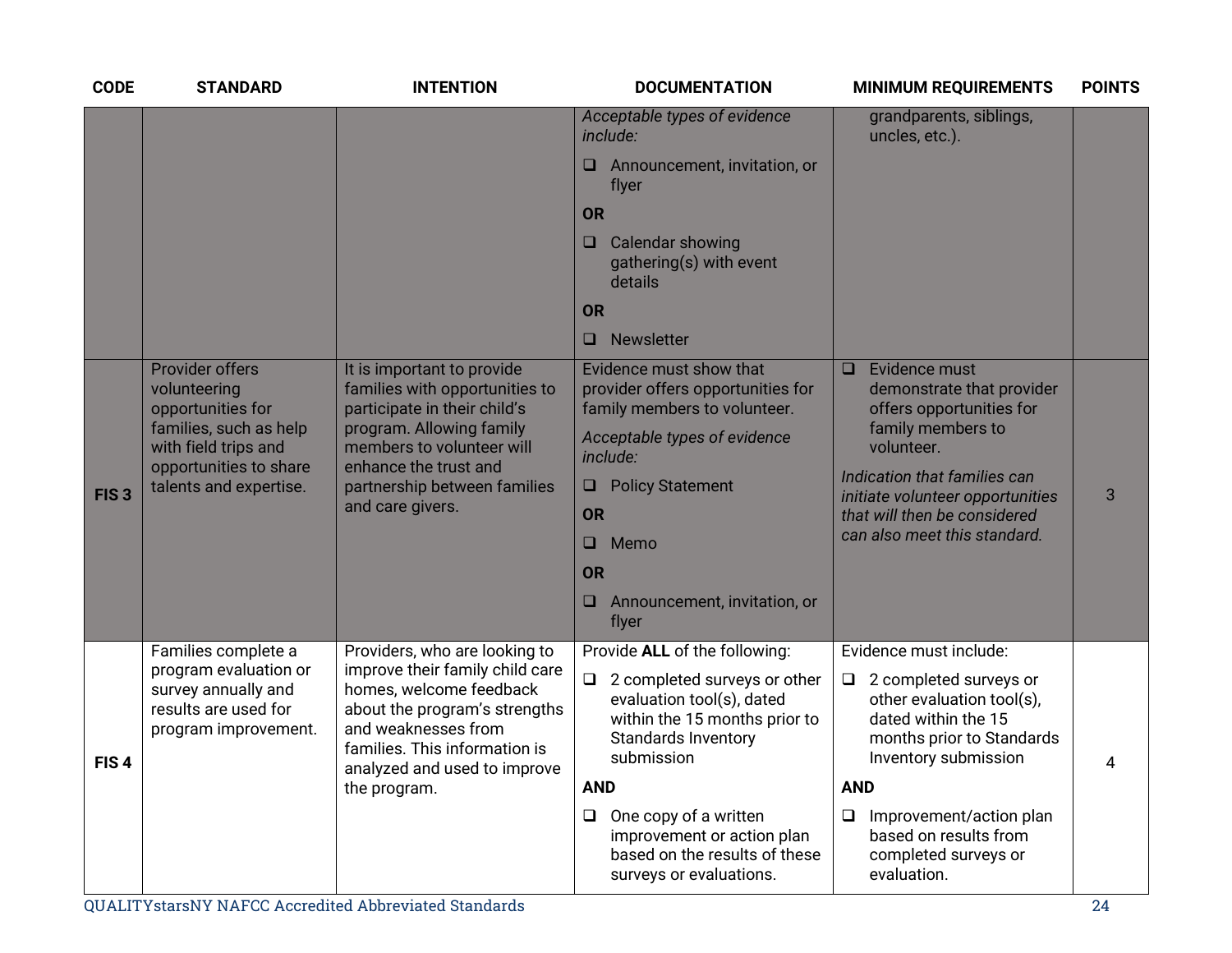| CODE | STANDARD | INTENTION | DOCUMENTATION | MINIMUM REQUIREMENTS | POINTS |
|---|---|---|---|---|---|
| | | | *Acceptable types of evidence include:*<br>❑ Announcement, invitation, or flyer<br>**OR**<br>❑ Calendar showing gathering(s) with event details<br>**OR**<br>❑ Newsletter | grandparents, siblings, uncles, etc.). | |
| **FIS 3** | Provider offers volunteering opportunities for families, such as help with field trips and opportunities to share talents and expertise. | It is important to provide families with opportunities to participate in their child's program. Allowing family members to volunteer will enhance the trust and partnership between families and care givers. | Evidence must show that provider offers opportunities for family members to volunteer.<br>*Acceptable types of evidence include:*<br>❑ Policy Statement<br>**OR**<br>❑ Memo<br>**OR**<br>❑ Announcement, invitation, or flyer | ❑ Evidence must demonstrate that provider offers opportunities for family members to volunteer.<br>*Indication that families can initiate volunteer opportunities that will then be considered can also meet this standard.* | 3 |
| **FIS 4** | Families complete a program evaluation or survey annually and results are used for program improvement. | Providers, who are looking to improve their family child care homes, welcome feedback about the program's strengths and weaknesses from families. This information is analyzed and used to improve the program. | Provide **ALL** of the following:<br>❑ 2 completed surveys or other evaluation tool(s), dated within the 15 months prior to Standards Inventory submission<br>**AND**<br>❑ One copy of a written improvement or action plan based on the results of these surveys or evaluations. | Evidence must include:<br>❑ 2 completed surveys or other evaluation tool(s), dated within the 15 months prior to Standards Inventory submission<br>**AND**<br>❑ Improvement/action plan based on results from completed surveys or evaluation. | 4 |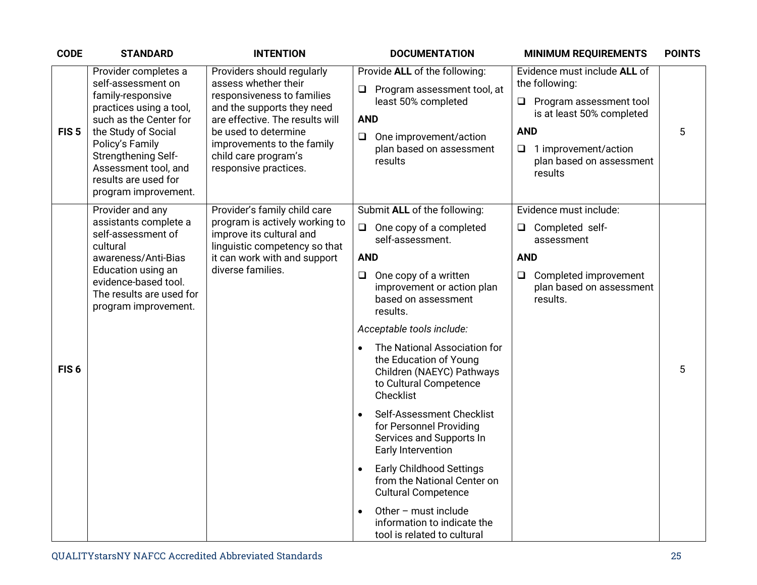| CODE | STANDARD | INTENTION | DOCUMENTATION | MINIMUM REQUIREMENTS | POINTS |
|---|---|---|---|---|---|
| **FIS 5** | Provider completes a self-assessment on family-responsive practices using a tool, such as the Center for the Study of Social Policy's Family Strengthening Self-Assessment tool, and results are used for program improvement. | Providers should regularly assess whether their responsiveness to families and the supports they need are effective. The results will be used to determine improvements to the family child care program's responsive practices. | Provide **ALL** of the following:<br>❑ Program assessment tool, at least 50% completed<br>**AND**<br>❑ One improvement/action plan based on assessment results | Evidence must include **ALL** of the following:<br>❑ Program assessment tool is at least 50% completed<br>**AND**<br>❑ 1 improvement/action plan based on assessment results | 5 |
| **FIS 6** | Provider and any assistants complete a self-assessment of cultural awareness/Anti-Bias Education using an evidence-based tool. The results are used for program improvement. | Provider's family child care program is actively working to improve its cultural and linguistic competency so that it can work with and support diverse families. | Submit **ALL** of the following:<br>❑ One copy of a completed self-assessment.<br>**AND**<br>❑ One copy of a written improvement or action plan based on assessment results.<br>*Acceptable tools include:*<br>• The National Association for the Education of Young Children (NAEYC) Pathways to Cultural Competence Checklist<br>• Self-Assessment Checklist for Personnel Providing Services and Supports In Early Intervention<br>• Early Childhood Settings from the National Center on Cultural Competence<br>• Other – must include information to indicate the tool is related to cultural | Evidence must include:<br>❑ Completed self-assessment<br>**AND**<br>❑ Completed improvement plan based on assessment results. | 5 |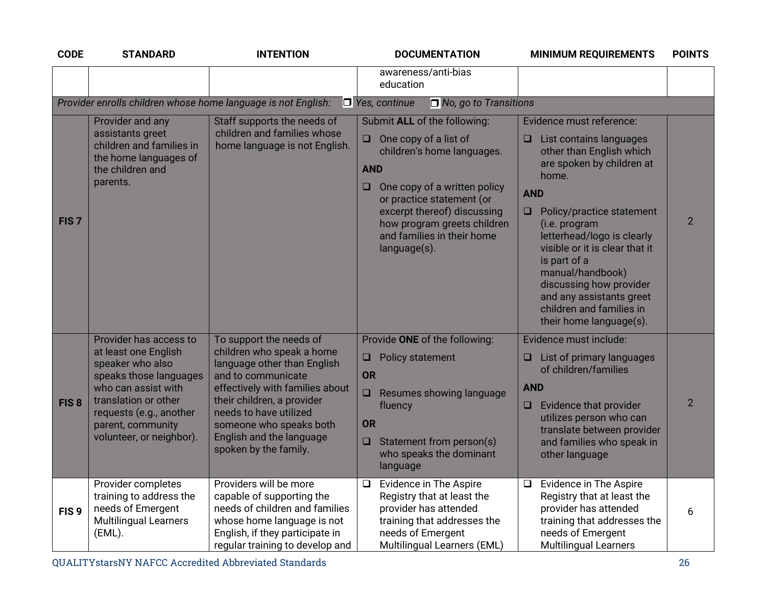| CODE | STANDARD | INTENTION | DOCUMENTATION | MINIMUM REQUIREMENTS | POINTS |
|---|---|---|---|---|---|
| | | | awareness/anti-bias education | | |
| *Provider enrolls children whose home language is not English:* ❐ *Yes, continue* ❐ *No, go to Transitions* | | | | | |
| **FIS 7** | Provider and any assistants greet children and families in the home languages of the children and parents. | Staff supports the needs of children and families whose home language is not English. | Submit **ALL** of the following:<br>❑ One copy of a list of children's home languages.<br>**AND**<br>❑ One copy of a written policy or practice statement (or excerpt thereof) discussing how program greets children and families in their home language(s). | Evidence must reference:<br>❑ List contains languages other than English which are spoken by children at home.<br>**AND**<br>❑ Policy/practice statement (i.e. program letterhead/logo is clearly visible or it is clear that it is part of a manual/handbook) discussing how provider and any assistants greet children and families in their home language(s). | 2 |
| **FIS 8** | Provider has access to at least one English speaker who also speaks those languages who can assist with translation or other requests (e.g., another parent, community volunteer, or neighbor). | To support the needs of children who speak a home language other than English and to communicate effectively with families about their children, a provider needs to have utilized someone who speaks both English and the language spoken by the family. | Provide **ONE** of the following:<br>❑ Policy statement<br>**OR**<br>❑ Resumes showing language fluency<br>**OR**<br>❑ Statement from person(s) who speaks the dominant language | Evidence must include:<br>❑ List of primary languages of children/families<br>**AND**<br>❑ Evidence that provider utilizes person who can translate between provider and families who speak in other language | 2 |
| **FIS 9** | Provider completes training to address the needs of Emergent Multilingual Learners (EML). | Providers will be more capable of supporting the needs of children and families whose home language is not English, if they participate in regular training to develop and | ❑ Evidence in The Aspire Registry that at least the provider has attended training that addresses the needs of Emergent Multilingual Learners (EML) | ❑ Evidence in The Aspire Registry that at least the provider has attended training that addresses the needs of Emergent Multilingual Learners | 6 |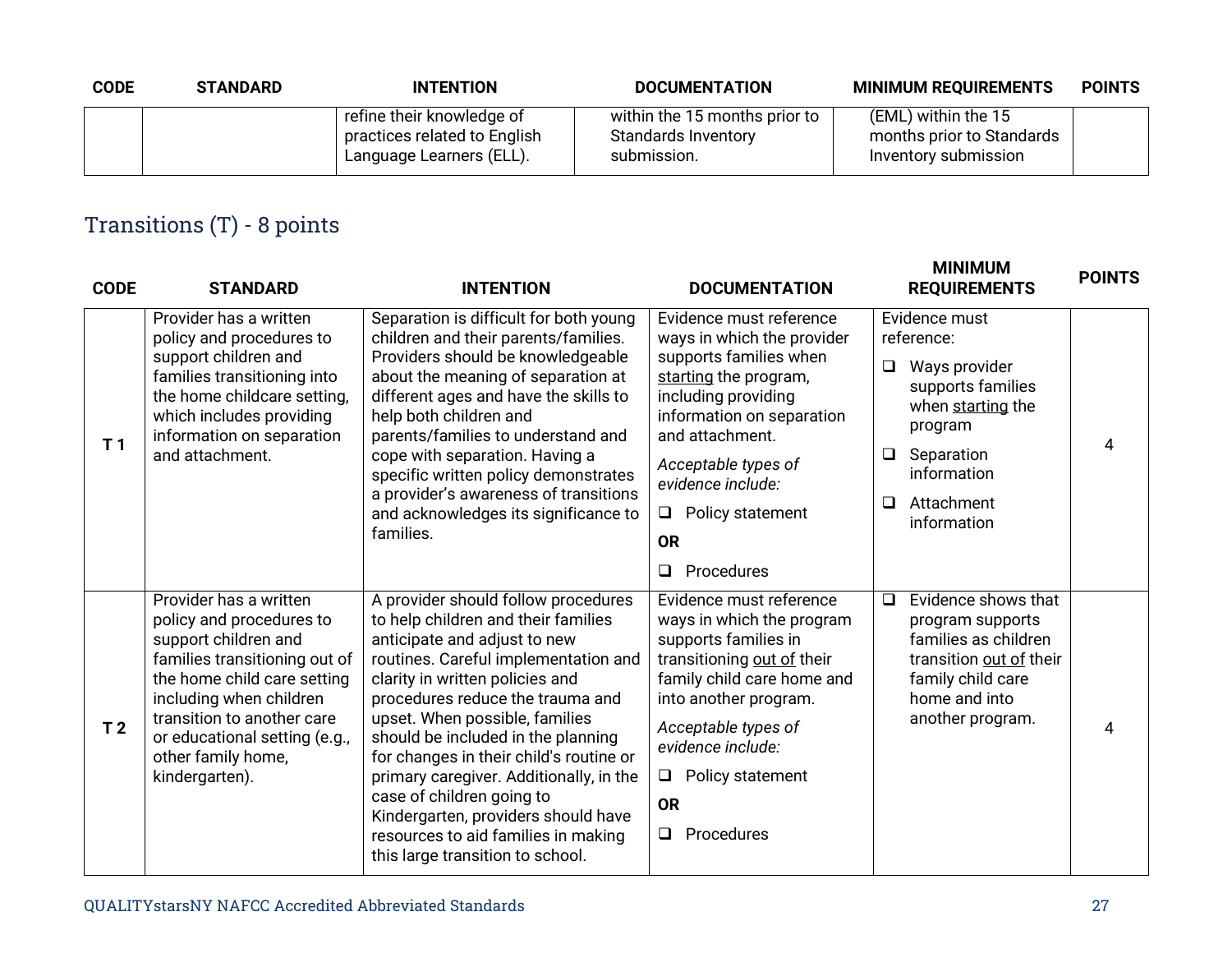| CODE | STANDARD | INTENTION | DOCUMENTATION | MINIMUM REQUIREMENTS | POINTS |
|---|---|---|---|---|---|
| | | refine their knowledge of practices related to English Language Learners (ELL). | within the 15 months prior to Standards Inventory submission. | (EML) within the 15 months prior to Standards Inventory submission | |

## Transitions (T) - 8 points

| CODE | STANDARD | INTENTION | DOCUMENTATION | MINIMUM REQUIREMENTS | POINTS |
|---|---|---|---|---|---|
| T 1 | Provider has a written policy and procedures to support children and families transitioning into the home childcare setting, which includes providing information on separation and attachment. | Separation is difficult for both young children and their parents/families. Providers should be knowledgeable about the meaning of separation at different ages and have the skills to help both children and parents/families to understand and cope with separation. Having a specific written policy demonstrates a provider's awareness of transitions and acknowledges its significance to families. | Evidence must reference ways in which the provider supports families when starting the program, including providing information on separation and attachment. *Acceptable types of evidence include:* ❑ Policy statement **OR** ❑ Procedures | Evidence must reference: ❑ Ways provider supports families when starting the program ❑ Separation information ❑ Attachment information | 4 |
| T 2 | Provider has a written policy and procedures to support children and families transitioning out of the home child care setting including when children transition to another care or educational setting (e.g., other family home, kindergarten). | A provider should follow procedures to help children and their families anticipate and adjust to new routines. Careful implementation and clarity in written policies and procedures reduce the trauma and upset. When possible, families should be included in the planning for changes in their child's routine or primary caregiver. Additionally, in the case of children going to Kindergarten, providers should have resources to aid families in making this large transition to school. | Evidence must reference ways in which the program supports families in transitioning out of their family child care home and into another program. *Acceptable types of evidence include:* ❑ Policy statement **OR** ❑ Procedures | ❑ Evidence shows that program supports families as children transition out of their family child care home and into another program. | 4 |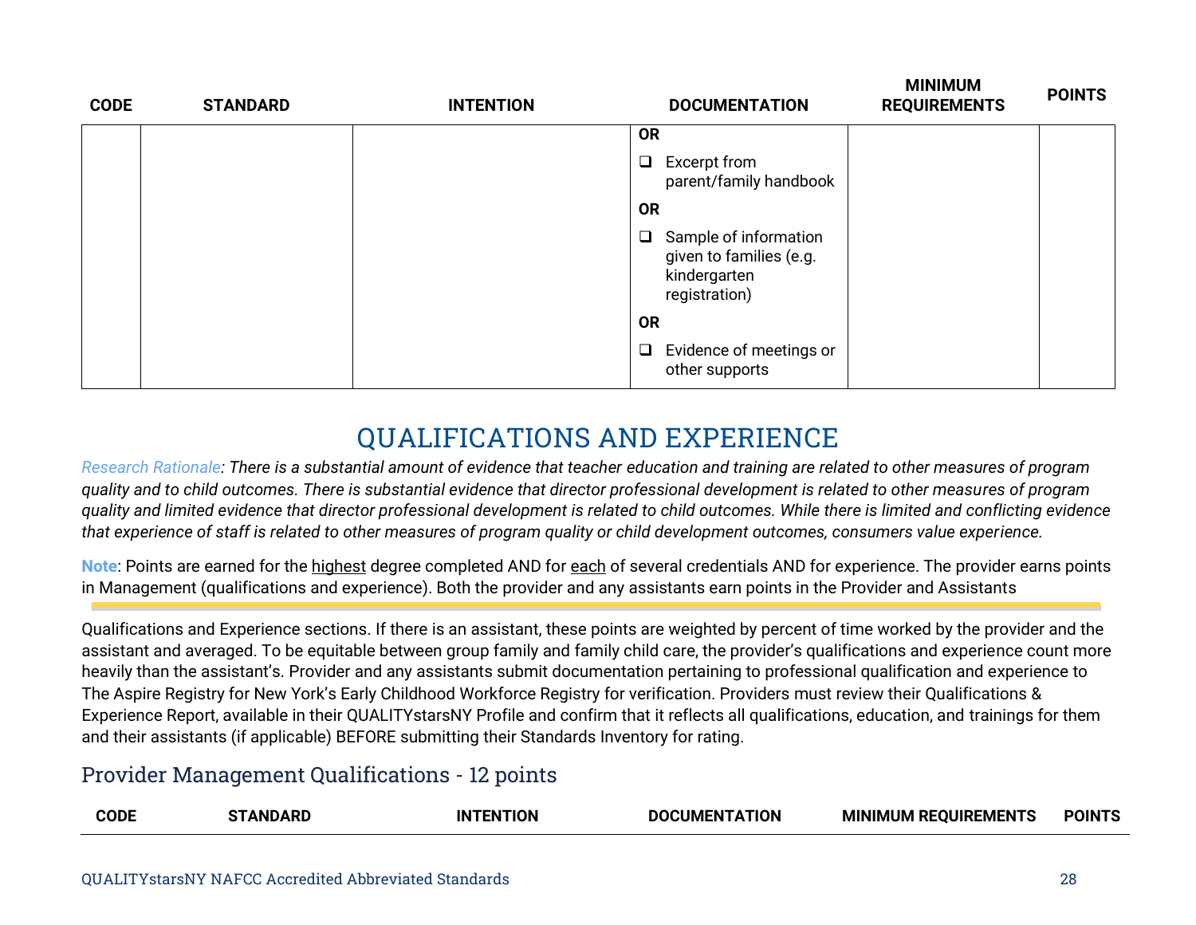| CODE | STANDARD | INTENTION | DOCUMENTATION | MINIMUM REQUIREMENTS | POINTS |
|---|---|---|---|---|---|
| | | | **OR**<br>❑ Excerpt from parent/family handbook<br>**OR**<br>❑ Sample of information given to families (e.g. kindergarten registration)<br>**OR**<br>❑ Evidence of meetings or other supports | | |

# QUALIFICATIONS AND EXPERIENCE

*Research Rationale: There is a substantial amount of evidence that teacher education and training are related to other measures of program quality and to child outcomes. There is substantial evidence that director professional development is related to other measures of program quality and limited evidence that director professional development is related to child outcomes. While there is limited and conflicting evidence that experience of staff is related to other measures of program quality or child development outcomes, consumers value experience.*

**Note**: Points are earned for the highest degree completed AND for each of several credentials AND for experience. The provider earns points in Management (qualifications and experience). Both the provider and any assistants earn points in the Provider and Assistants Qualifications and Experience sections. If there is an assistant, these points are weighted by percent of time worked by the provider and the assistant and averaged. To be equitable between group family and family child care, the provider's qualifications and experience count more heavily than the assistant's. Provider and any assistants submit documentation pertaining to professional qualification and experience to The Aspire Registry for New York's Early Childhood Workforce Registry for verification. Providers must review their Qualifications & Experience Report, available in their QUALITYstarsNY Profile and confirm that it reflects all qualifications, education, and trainings for them and their assistants (if applicable) BEFORE submitting their Standards Inventory for rating.

## Provider Management Qualifications - 12 points

| CODE | STANDARD | INTENTION | DOCUMENTATION | MINIMUM REQUIREMENTS | POINTS |
|---|---|---|---|---|---|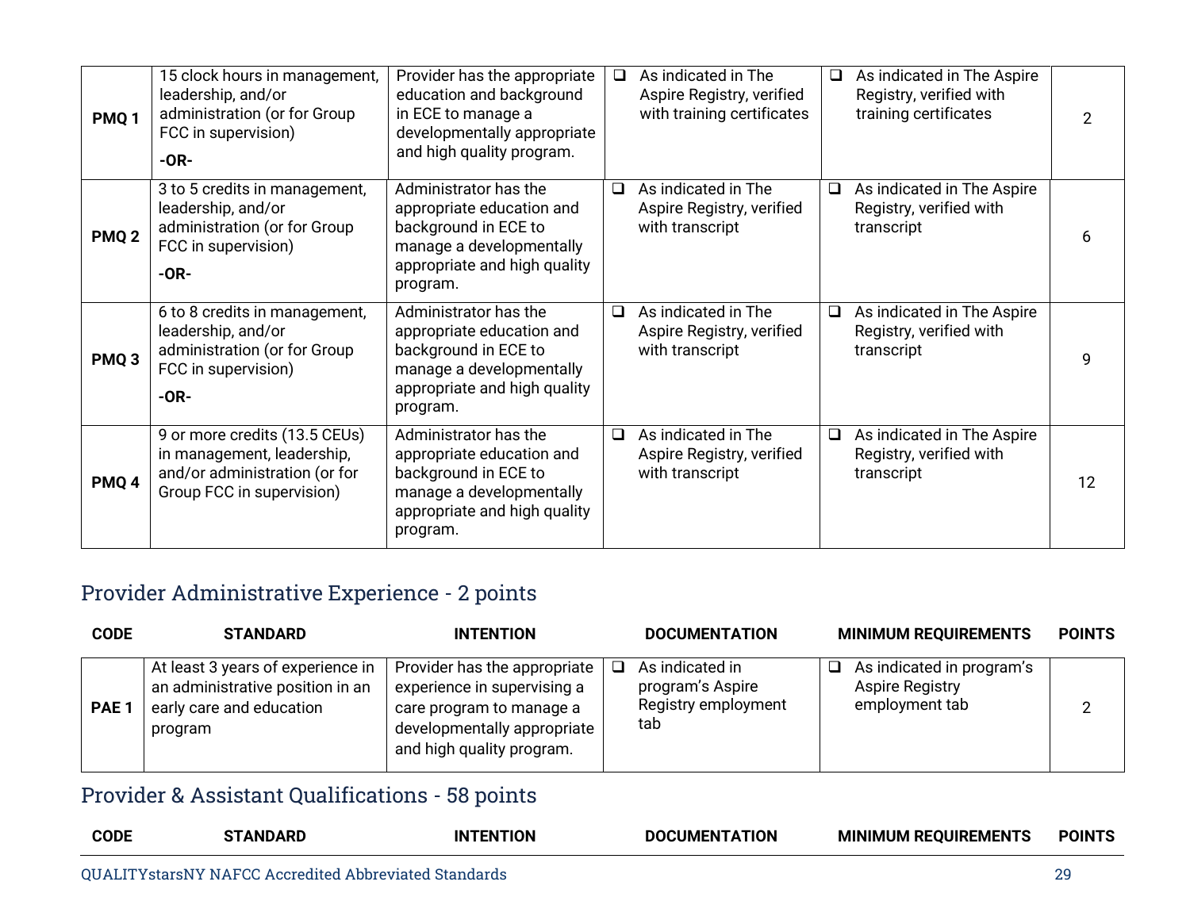| | | | | | |
|---|---|---|---|---|---|
| **PMQ 1** | 15 clock hours in management, leadership, and/or administration (or for Group FCC in supervision)<br>**-OR-** | Provider has the appropriate education and background in ECE to manage a developmentally appropriate and high quality program. | ❑ As indicated in The Aspire Registry, verified with training certificates | ❑ As indicated in The Aspire Registry, verified with training certificates | 2 |
| **PMQ 2** | 3 to 5 credits in management, leadership, and/or administration (or for Group FCC in supervision)<br>**-OR-** | Administrator has the appropriate education and background in ECE to manage a developmentally appropriate and high quality program. | ❑ As indicated in The Aspire Registry, verified with transcript | ❑ As indicated in The Aspire Registry, verified with transcript | 6 |
| **PMQ 3** | 6 to 8 credits in management, leadership, and/or administration (or for Group FCC in supervision)<br>**-OR-** | Administrator has the appropriate education and background in ECE to manage a developmentally appropriate and high quality program. | ❑ As indicated in The Aspire Registry, verified with transcript | ❑ As indicated in The Aspire Registry, verified with transcript | 9 |
| **PMQ 4** | 9 or more credits (13.5 CEUs) in management, leadership, and/or administration (or for Group FCC in supervision) | Administrator has the appropriate education and background in ECE to manage a developmentally appropriate and high quality program. | ❑ As indicated in The Aspire Registry, verified with transcript | ❑ As indicated in The Aspire Registry, verified with transcript | 12 |

## Provider Administrative Experience - 2 points

| CODE | STANDARD | INTENTION | DOCUMENTATION | MINIMUM REQUIREMENTS | POINTS |
|---|---|---|---|---|---|
| **PAE 1** | At least 3 years of experience in an administrative position in an early care and education program | Provider has the appropriate experience in supervising a care program to manage a developmentally appropriate and high quality program. | ❑ As indicated in program's Aspire Registry employment tab | ❑ As indicated in program's Aspire Registry employment tab | 2 |

## Provider & Assistant Qualifications - 58 points

| CODE | STANDARD | INTENTION | DOCUMENTATION | MINIMUM REQUIREMENTS | POINTS |
|---|---|---|---|---|---|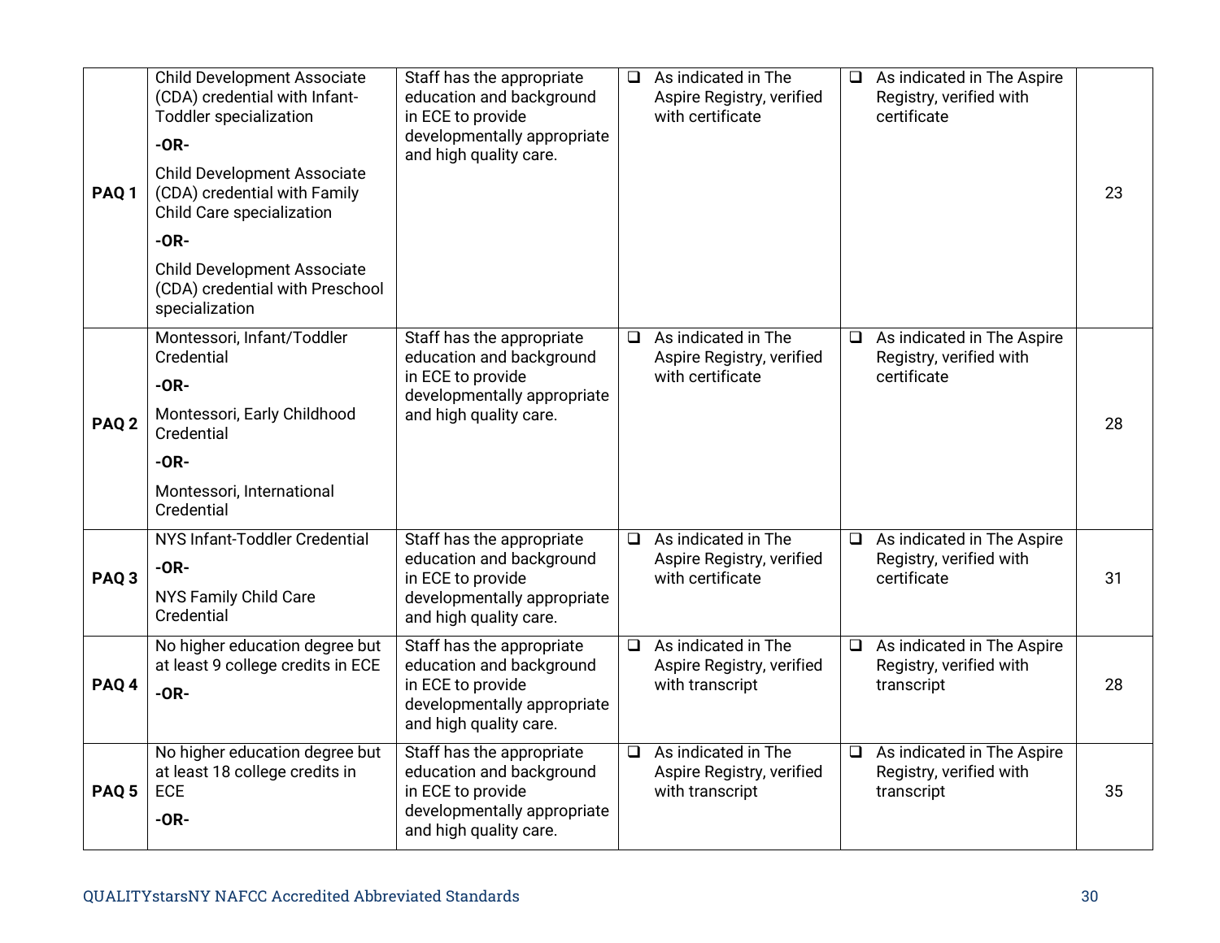| | | | | | |
|---|---|---|---|---|---|
| **PAQ 1** | Child Development Associate (CDA) credential with Infant-Toddler specialization<br><br>**-OR-**<br><br>Child Development Associate (CDA) credential with Family Child Care specialization<br><br>**-OR-**<br><br>Child Development Associate (CDA) credential with Preschool specialization | Staff has the appropriate education and background in ECE to provide developmentally appropriate and high quality care. | ❑ As indicated in The Aspire Registry, verified with certificate | ❑ As indicated in The Aspire Registry, verified with certificate | 23 |
| **PAQ 2** | Montessori, Infant/Toddler Credential<br><br>**-OR-**<br><br>Montessori, Early Childhood Credential<br><br>**-OR-**<br><br>Montessori, International Credential | Staff has the appropriate education and background in ECE to provide developmentally appropriate and high quality care. | ❑ As indicated in The Aspire Registry, verified with certificate | ❑ As indicated in The Aspire Registry, verified with certificate | 28 |
| **PAQ 3** | NYS Infant-Toddler Credential<br><br>**-OR-**<br><br>NYS Family Child Care Credential | Staff has the appropriate education and background in ECE to provide developmentally appropriate and high quality care. | ❑ As indicated in The Aspire Registry, verified with certificate | ❑ As indicated in The Aspire Registry, verified with certificate | 31 |
| **PAQ 4** | No higher education degree but at least 9 college credits in ECE<br><br>**-OR-** | Staff has the appropriate education and background in ECE to provide developmentally appropriate and high quality care. | ❑ As indicated in The Aspire Registry, verified with transcript | ❑ As indicated in The Aspire Registry, verified with transcript | 28 |
| **PAQ 5** | No higher education degree but at least 18 college credits in ECE<br><br>**-OR-** | Staff has the appropriate education and background in ECE to provide developmentally appropriate and high quality care. | ❑ As indicated in The Aspire Registry, verified with transcript | ❑ As indicated in The Aspire Registry, verified with transcript | 35 |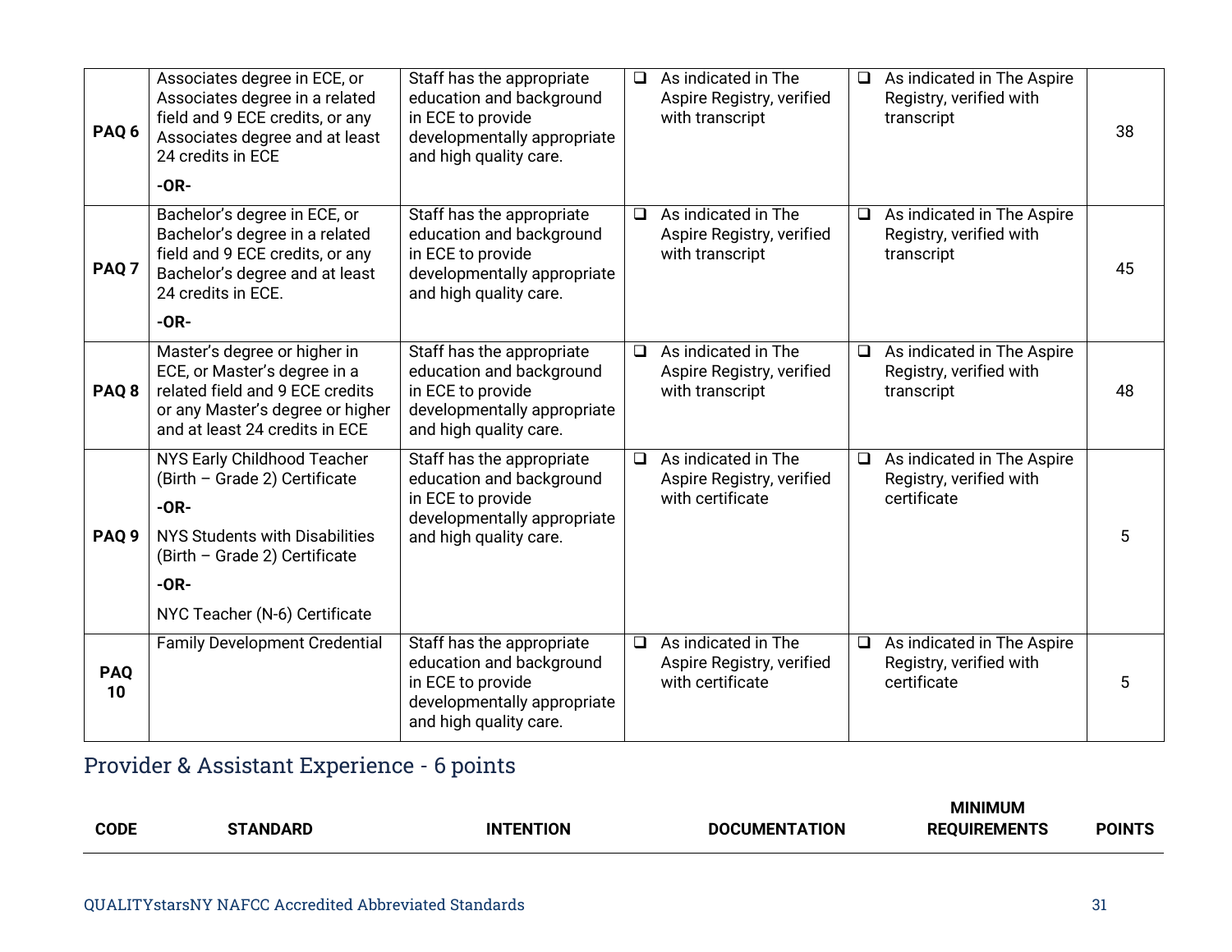| | | | | | |
|---|---|---|---|---|---|
| **PAQ 6** | Associates degree in ECE, or Associates degree in a related field and 9 ECE credits, or any Associates degree and at least 24 credits in ECE<br><br>**-OR-** | Staff has the appropriate education and background in ECE to provide developmentally appropriate and high quality care. | ❑ As indicated in The Aspire Registry, verified with transcript | ❑ As indicated in The Aspire Registry, verified with transcript | 38 |
| **PAQ 7** | Bachelor's degree in ECE, or Bachelor's degree in a related field and 9 ECE credits, or any Bachelor's degree and at least 24 credits in ECE.<br><br>**-OR-** | Staff has the appropriate education and background in ECE to provide developmentally appropriate and high quality care. | ❑ As indicated in The Aspire Registry, verified with transcript | ❑ As indicated in The Aspire Registry, verified with transcript | 45 |
| **PAQ 8** | Master's degree or higher in ECE, or Master's degree in a related field and 9 ECE credits or any Master's degree or higher and at least 24 credits in ECE | Staff has the appropriate education and background in ECE to provide developmentally appropriate and high quality care. | ❑ As indicated in The Aspire Registry, verified with transcript | ❑ As indicated in The Aspire Registry, verified with transcript | 48 |
| **PAQ 9** | NYS Early Childhood Teacher (Birth – Grade 2) Certificate<br><br>**-OR-**<br><br>NYS Students with Disabilities (Birth – Grade 2) Certificate<br><br>**-OR-**<br><br>NYC Teacher (N-6) Certificate | Staff has the appropriate education and background in ECE to provide developmentally appropriate and high quality care. | ❑ As indicated in The Aspire Registry, verified with certificate | ❑ As indicated in The Aspire Registry, verified with certificate | 5 |
| **PAQ 10** | Family Development Credential | Staff has the appropriate education and background in ECE to provide developmentally appropriate and high quality care. | ❑ As indicated in The Aspire Registry, verified with certificate | ❑ As indicated in The Aspire Registry, verified with certificate | 5 |

## Provider & Assistant Experience - 6 points

| CODE | STANDARD | INTENTION | DOCUMENTATION | MINIMUM REQUIREMENTS | POINTS |
|---|---|---|---|---|---|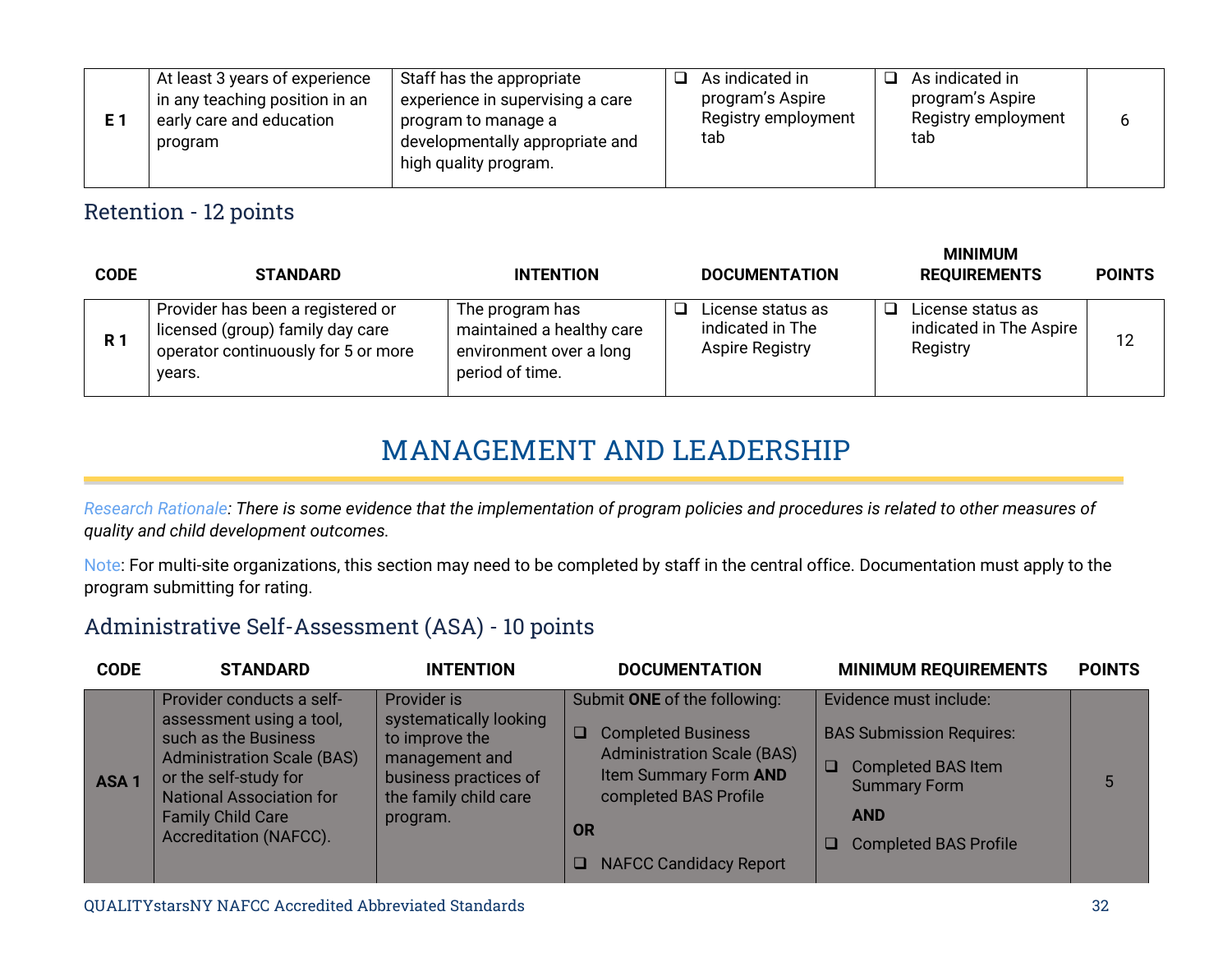| E 1 | At least 3 years of experience in any teaching position in an early care and education program | Staff has the appropriate experience in supervising a care program to manage a developmentally appropriate and high quality program. | ❑ As indicated in program's Aspire Registry employment tab | ❑ As indicated in program's Aspire Registry employment tab | 6 |
|---|---|---|---|---|---|

## Retention - 12 points

| CODE | STANDARD | INTENTION | DOCUMENTATION | MINIMUM REQUIREMENTS | POINTS |
|---|---|---|---|---|---|
| R 1 | Provider has been a registered or licensed (group) family day care operator continuously for 5 or more years. | The program has maintained a healthy care environment over a long period of time. | ❑ License status as indicated in The Aspire Registry | ❑ License status as indicated in The Aspire Registry | 12 |

# MANAGEMENT AND LEADERSHIP

*Research Rationale: There is some evidence that the implementation of program policies and procedures is related to other measures of quality and child development outcomes.*

Note: For multi-site organizations, this section may need to be completed by staff in the central office. Documentation must apply to the program submitting for rating.

## Administrative Self-Assessment (ASA) - 10 points

| CODE | STANDARD | INTENTION | DOCUMENTATION | MINIMUM REQUIREMENTS | POINTS |
|---|---|---|---|---|---|
| ASA 1 | Provider conducts a self-assessment using a tool, such as the Business Administration Scale (BAS) or the self-study for National Association for Family Child Care Accreditation (NAFCC). | Provider is systematically looking to improve the management and business practices of the family child care program. | Submit **ONE** of the following:<br>❑ Completed Business Administration Scale (BAS) Item Summary Form **AND** completed BAS Profile<br>**OR**<br>❑ NAFCC Candidacy Report | Evidence must include:<br>BAS Submission Requires:<br>❑ Completed BAS Item Summary Form<br>**AND**<br>❑ Completed BAS Profile | 5 |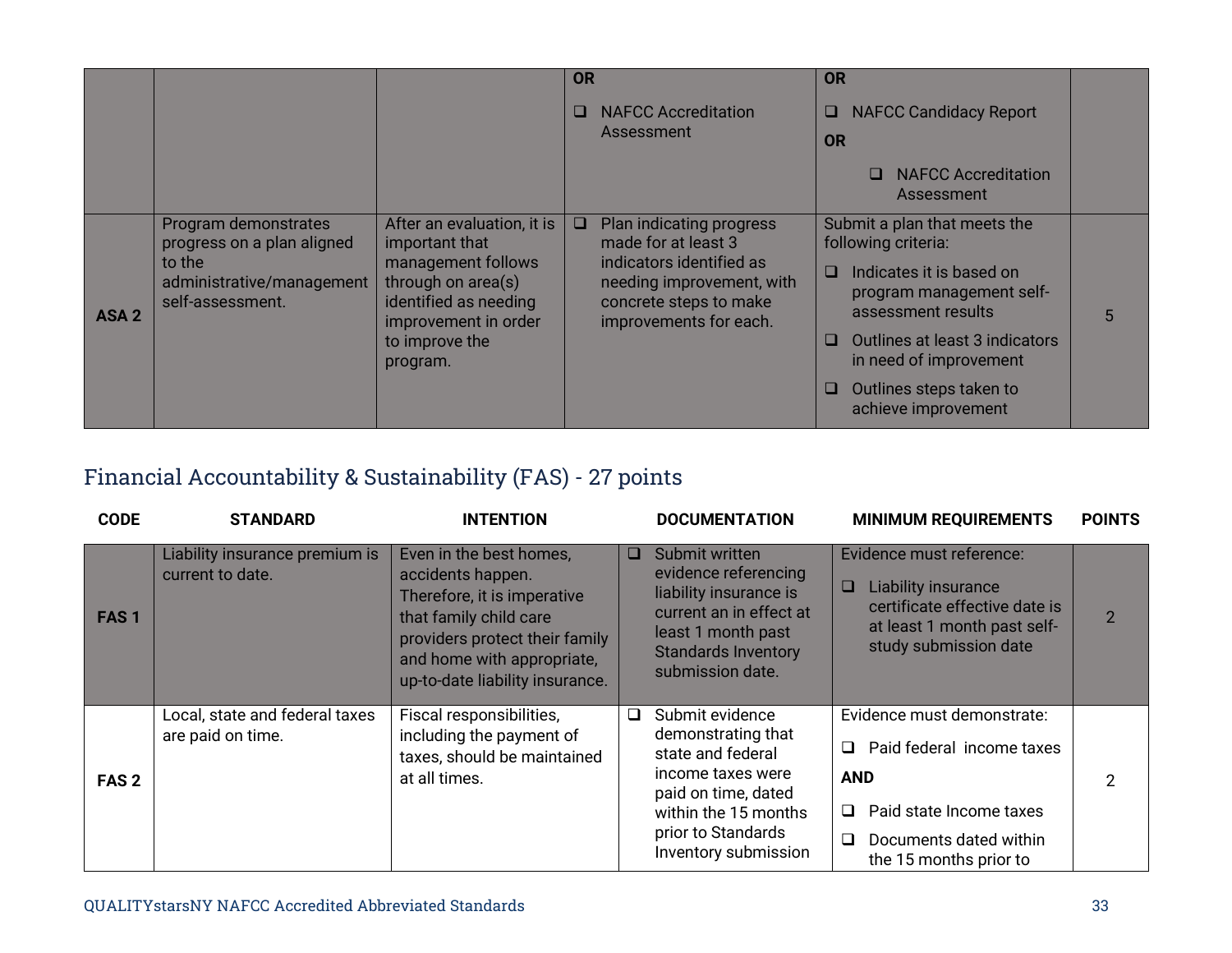| | | | OR<br><br>❑ NAFCC Accreditation Assessment | OR<br><br>❑ NAFCC Candidacy Report<br><br>OR<br><br>❑ NAFCC Accreditation Assessment | |
|---|---|---|---|---|---|
| **ASA 2** | Program demonstrates progress on a plan aligned to the administrative/management self-assessment. | After an evaluation, it is important that management follows through on area(s) identified as needing improvement in order to improve the program. | ❑ Plan indicating progress made for at least 3 indicators identified as needing improvement, with concrete steps to make improvements for each. | Submit a plan that meets the following criteria:<br><br>❑ Indicates it is based on program management self-assessment results<br><br>❑ Outlines at least 3 indicators in need of improvement<br><br>❑ Outlines steps taken to achieve improvement | 5 |

## Financial Accountability & Sustainability (FAS) - 27 points

| CODE | STANDARD | INTENTION | DOCUMENTATION | MINIMUM REQUIREMENTS | POINTS |
|---|---|---|---|---|---|
| **FAS 1** | Liability insurance premium is current to date. | Even in the best homes, accidents happen. Therefore, it is imperative that family child care providers protect their family and home with appropriate, up-to-date liability insurance. | ❑ Submit written evidence referencing liability insurance is current an in effect at least 1 month past Standards Inventory submission date. | Evidence must reference:<br><br>❑ Liability insurance certificate effective date is at least 1 month past self-study submission date | 2 |
| **FAS 2** | Local, state and federal taxes are paid on time. | Fiscal responsibilities, including the payment of taxes, should be maintained at all times. | ❑ Submit evidence demonstrating that state and federal income taxes were paid on time, dated within the 15 months prior to Standards Inventory submission | Evidence must demonstrate:<br><br>❑ Paid federal income taxes<br><br>**AND**<br><br>❑ Paid state Income taxes<br><br>❑ Documents dated within the 15 months prior to | 2 |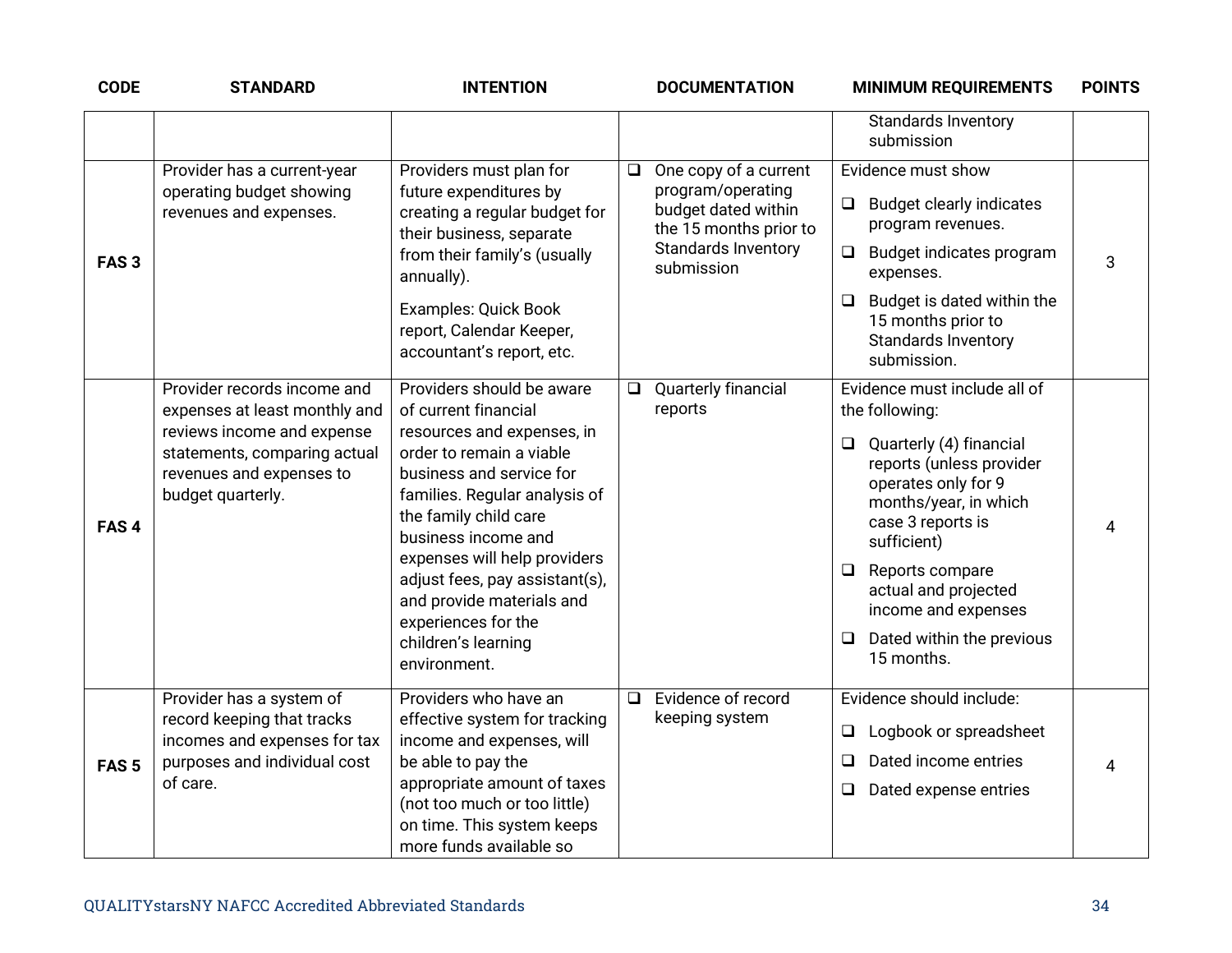| CODE | STANDARD | INTENTION | DOCUMENTATION | MINIMUM REQUIREMENTS | POINTS |
|---|---|---|---|---|---|
| | | | | Standards Inventory submission | |
| **FAS 3** | Provider has a current-year operating budget showing revenues and expenses. | Providers must plan for future expenditures by creating a regular budget for their business, separate from their family's (usually annually).<br><br>Examples: Quick Book report, Calendar Keeper, accountant's report, etc. | ❑ One copy of a current program/operating budget dated within the 15 months prior to Standards Inventory submission | Evidence must show<br>❑ Budget clearly indicates program revenues.<br>❑ Budget indicates program expenses.<br>❑ Budget is dated within the 15 months prior to Standards Inventory submission. | 3 |
| **FAS 4** | Provider records income and expenses at least monthly and reviews income and expense statements, comparing actual revenues and expenses to budget quarterly. | Providers should be aware of current financial resources and expenses, in order to remain a viable business and service for families. Regular analysis of the family child care business income and expenses will help providers adjust fees, pay assistant(s), and provide materials and experiences for the children's learning environment. | ❑ Quarterly financial reports | Evidence must include all of the following:<br>❑ Quarterly (4) financial reports (unless provider operates only for 9 months/year, in which case 3 reports is sufficient)<br>❑ Reports compare actual and projected income and expenses<br>❑ Dated within the previous 15 months. | 4 |
| **FAS 5** | Provider has a system of record keeping that tracks incomes and expenses for tax purposes and individual cost of care. | Providers who have an effective system for tracking income and expenses, will be able to pay the appropriate amount of taxes (not too much or too little) on time. This system keeps more funds available so | ❑ Evidence of record keeping system | Evidence should include:<br>❑ Logbook or spreadsheet<br>❑ Dated income entries<br>❑ Dated expense entries | 4 |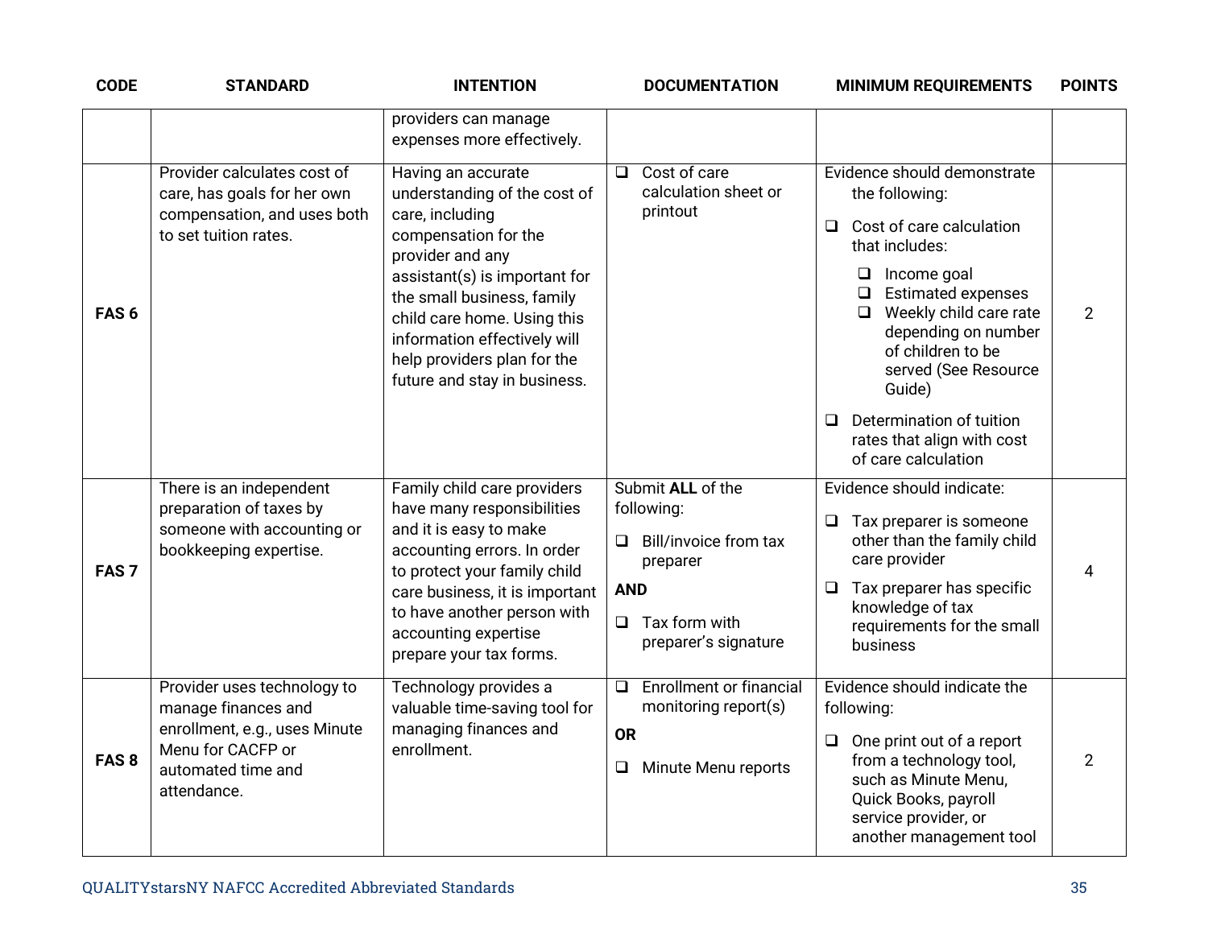| CODE | STANDARD | INTENTION | DOCUMENTATION | MINIMUM REQUIREMENTS | POINTS |
|---|---|---|---|---|---|
| | | providers can manage expenses more effectively. | | | |
| **FAS 6** | Provider calculates cost of care, has goals for her own compensation, and uses both to set tuition rates. | Having an accurate understanding of the cost of care, including compensation for the provider and any assistant(s) is important for the small business, family child care home. Using this information effectively will help providers plan for the future and stay in business. | ❑ Cost of care calculation sheet or printout | Evidence should demonstrate the following:<br>❑ Cost of care calculation that includes:<br>❑ Income goal<br>❑ Estimated expenses<br>❑ Weekly child care rate depending on number of children to be served (See Resource Guide)<br>❑ Determination of tuition rates that align with cost of care calculation | 2 |
| **FAS 7** | There is an independent preparation of taxes by someone with accounting or bookkeeping expertise. | Family child care providers have many responsibilities and it is easy to make accounting errors. In order to protect your family child care business, it is important to have another person with accounting expertise prepare your tax forms. | Submit **ALL** of the following:<br>❑ Bill/invoice from tax preparer<br>**AND**<br>❑ Tax form with preparer's signature | Evidence should indicate:<br>❑ Tax preparer is someone other than the family child care provider<br>❑ Tax preparer has specific knowledge of tax requirements for the small business | 4 |
| **FAS 8** | Provider uses technology to manage finances and enrollment, e.g., uses Minute Menu for CACFP or automated time and attendance. | Technology provides a valuable time-saving tool for managing finances and enrollment. | ❑ Enrollment or financial monitoring report(s)<br>**OR**<br>❑ Minute Menu reports | Evidence should indicate the following:<br>❑ One print out of a report from a technology tool, such as Minute Menu, Quick Books, payroll service provider, or another management tool | 2 |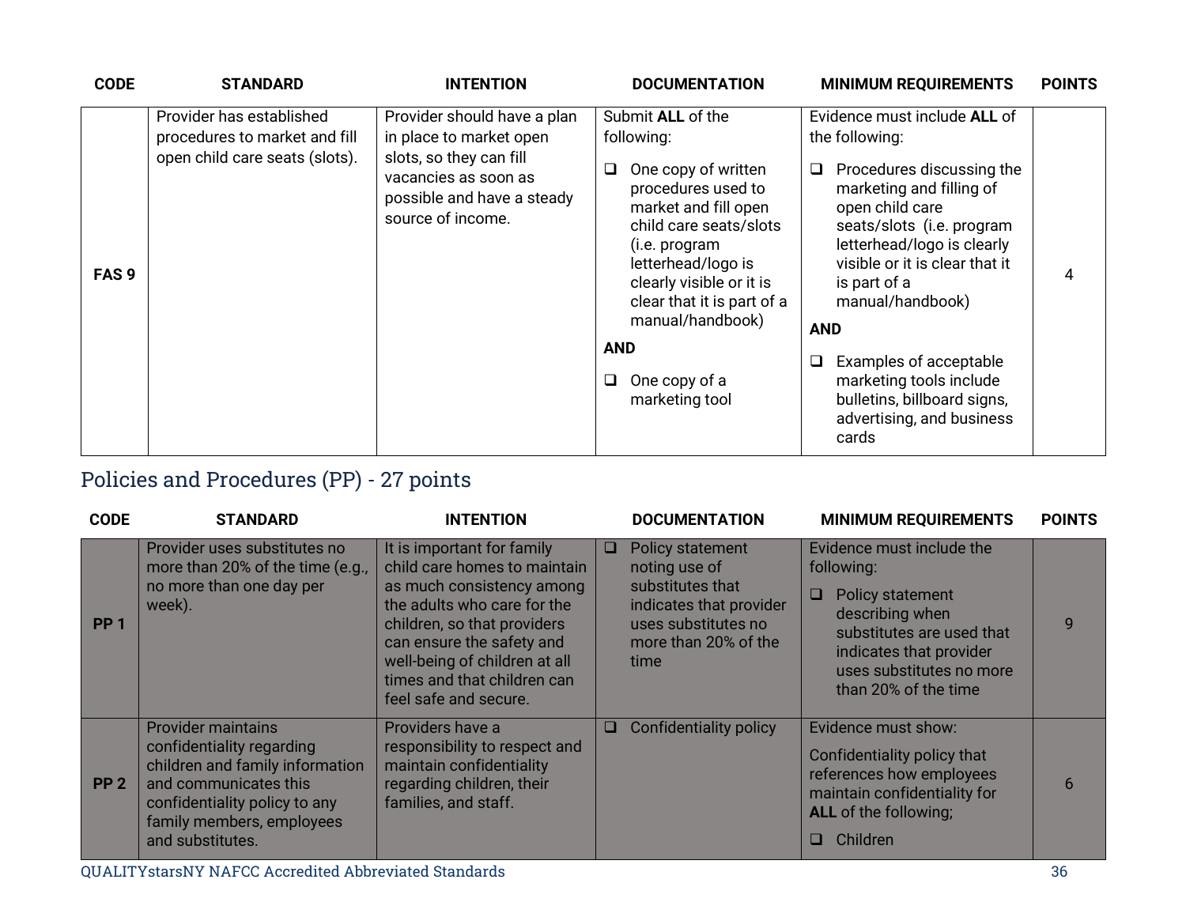| CODE | STANDARD | INTENTION | DOCUMENTATION | MINIMUM REQUIREMENTS | POINTS |
|---|---|---|---|---|---|
| FAS 9 | Provider has established procedures to market and fill open child care seats (slots). | Provider should have a plan in place to market open slots, so they can fill vacancies as soon as possible and have a steady source of income. | Submit **ALL** of the following:<br>❑ One copy of written procedures used to market and fill open child care seats/slots (i.e. program letterhead/logo is clearly visible or it is clear that it is part of a manual/handbook)<br>**AND**<br>❑ One copy of a marketing tool | Evidence must include **ALL** of the following:<br>❑ Procedures discussing the marketing and filling of open child care seats/slots (i.e. program letterhead/logo is clearly visible or it is clear that it is part of a manual/handbook)<br>**AND**<br>❑ Examples of acceptable marketing tools include bulletins, billboard signs, advertising, and business cards | 4 |

## Policies and Procedures (PP) - 27 points

| CODE | STANDARD | INTENTION | DOCUMENTATION | MINIMUM REQUIREMENTS | POINTS |
|---|---|---|---|---|---|
| PP 1 | Provider uses substitutes no more than 20% of the time (e.g., no more than one day per week). | It is important for family child care homes to maintain as much consistency among the adults who care for the children, so that providers can ensure the safety and well-being of children at all times and that children can feel safe and secure. | ❑ Policy statement noting use of substitutes that indicates that provider uses substitutes no more than 20% of the time | Evidence must include the following:<br>❑ Policy statement describing when substitutes are used that indicates that provider uses substitutes no more than 20% of the time | 9 |
| PP 2 | Provider maintains confidentiality regarding children and family information and communicates this confidentiality policy to any family members, employees and substitutes. | Providers have a responsibility to respect and maintain confidentiality regarding children, their families, and staff. | ❑ Confidentiality policy | Evidence must show:<br>Confidentiality policy that references how employees maintain confidentiality for **ALL** of the following;<br>❑ Children | 6 |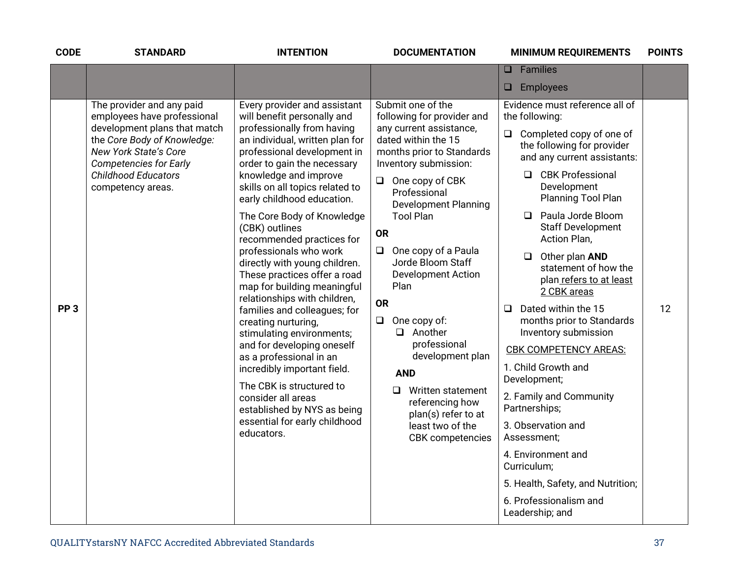| CODE | STANDARD | INTENTION | DOCUMENTATION | MINIMUM REQUIREMENTS | POINTS |
|---|---|---|---|---|---|
| | | | | ❑ Families<br>❑ Employees | |
| PP 3 | The provider and any paid employees have professional development plans that match the *Core Body of Knowledge: New York State's Core Competencies for Early Childhood Educators* competency areas. | Every provider and assistant will benefit personally and professionally from having an individual, written plan for professional development in order to gain the necessary knowledge and improve skills on all topics related to early childhood education.<br><br>The Core Body of Knowledge (CBK) outlines recommended practices for professionals who work directly with young children. These practices offer a road map for building meaningful relationships with children, families and colleagues; for creating nurturing, stimulating environments; and for developing oneself as a professional in an incredibly important field.<br><br>The CBK is structured to consider all areas established by NYS as being essential for early childhood educators. | Submit one of the following for provider and any current assistance, dated within the 15 months prior to Standards Inventory submission:<br><br>❑ One copy of CBK Professional Development Planning Tool Plan<br><br>**OR**<br><br>❑ One copy of a Paula Jorde Bloom Staff Development Action Plan<br><br>**OR**<br><br>❑ One copy of:<br>❑ Another professional development plan<br>**AND**<br>❑ Written statement referencing how plan(s) refer to at least two of the CBK competencies | Evidence must reference all of the following:<br><br>❑ Completed copy of one of the following for provider and any current assistants:<br>❑ CBK Professional Development Planning Tool Plan<br>❑ Paula Jorde Bloom Staff Development Action Plan,<br>❑ Other plan **AND** statement of how the plan <u>refers to at least 2 CBK areas</u><br><br>❑ Dated within the 15 months prior to Standards Inventory submission<br><br><u>CBK COMPETENCY AREAS:</u><br><br>1. Child Growth and Development;<br>2. Family and Community Partnerships;<br>3. Observation and Assessment;<br>4. Environment and Curriculum;<br>5. Health, Safety, and Nutrition;<br>6. Professionalism and Leadership; and | 12 |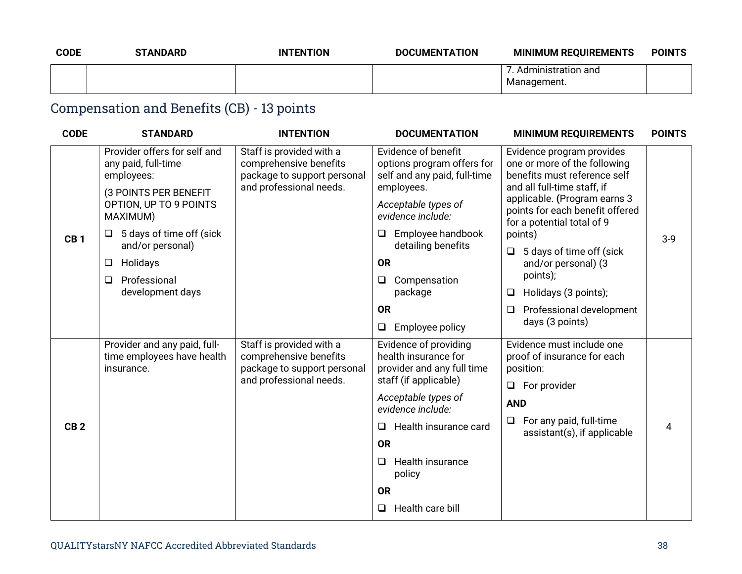| CODE | STANDARD | INTENTION | DOCUMENTATION | MINIMUM REQUIREMENTS | POINTS |
|---|---|---|---|---|---|
| | | | | 7. Administration and Management. | |

## Compensation and Benefits (CB) - 13 points

| CODE | STANDARD | INTENTION | DOCUMENTATION | MINIMUM REQUIREMENTS | POINTS |
|---|---|---|---|---|---|
| CB 1 | Provider offers for self and any paid, full-time employees:<br>(3 POINTS PER BENEFIT OPTION, UP TO 9 POINTS MAXIMUM)<br>❑ 5 days of time off (sick and/or personal)<br>❑ Holidays<br>❑ Professional development days | Staff is provided with a comprehensive benefits package to support personal and professional needs. | Evidence of benefit options program offers for self and any paid, full-time employees.<br>*Acceptable types of evidence include:*<br>❑ Employee handbook detailing benefits<br>**OR**<br>❑ Compensation package<br>**OR**<br>❑ Employee policy | Evidence program provides one or more of the following benefits must reference self and all full-time staff, if applicable. (Program earns 3 points for each benefit offered for a potential total of 9 points)<br>❑ 5 days of time off (sick and/or personal) (3 points);<br>❑ Holidays (3 points);<br>❑ Professional development days (3 points) | 3-9 |
| CB 2 | Provider and any paid, full-time employees have health insurance. | Staff is provided with a comprehensive benefits package to support personal and professional needs. | Evidence of providing health insurance for provider and any full time staff (if applicable)<br>*Acceptable types of evidence include:*<br>❑ Health insurance card<br>**OR**<br>❑ Health insurance policy<br>**OR**<br>❑ Health care bill | Evidence must include one proof of insurance for each position:<br>❑ For provider<br>**AND**<br>❑ For any paid, full-time assistant(s), if applicable | 4 |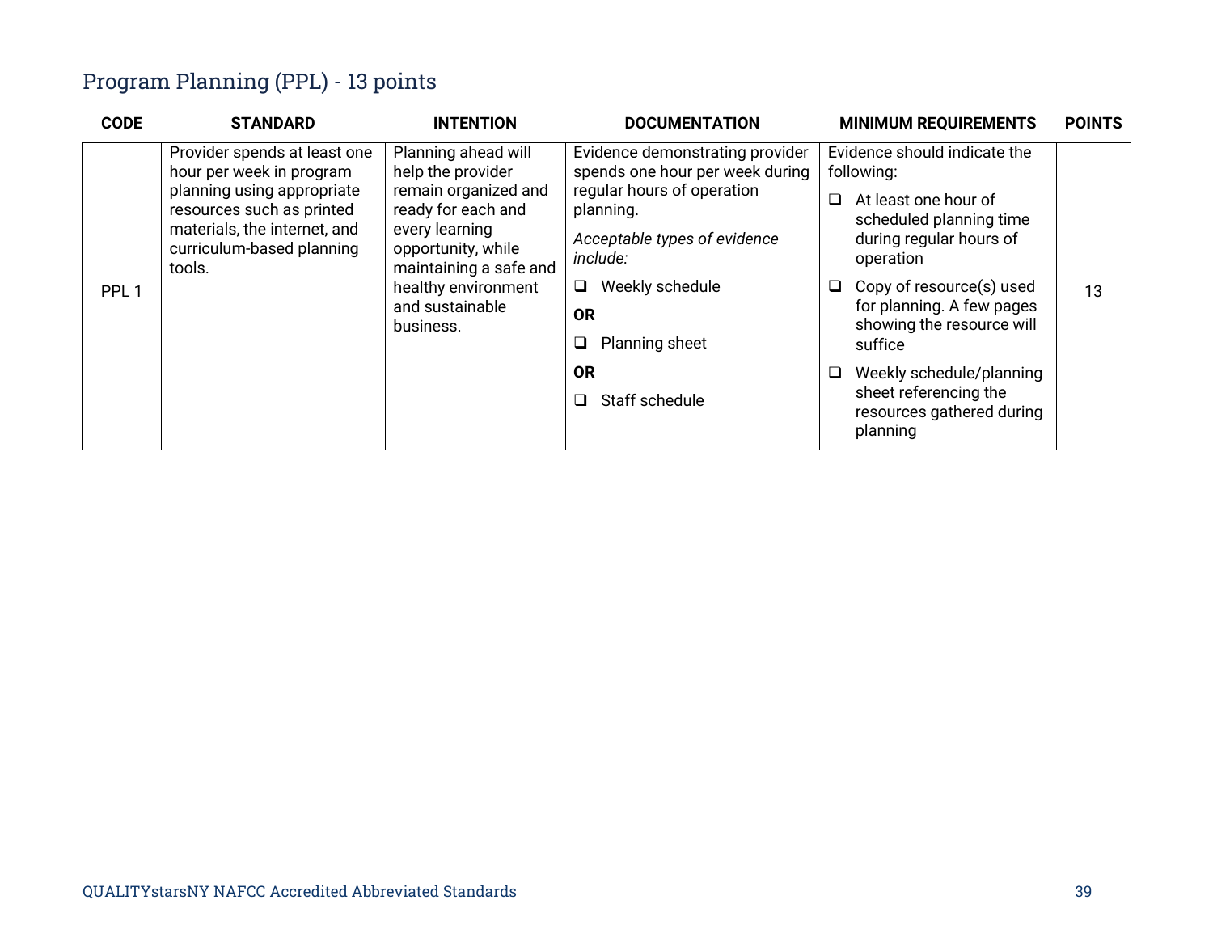## Program Planning (PPL) - 13 points

| CODE | STANDARD | INTENTION | DOCUMENTATION | MINIMUM REQUIREMENTS | POINTS |
|---|---|---|---|---|---|
| PPL 1 | Provider spends at least one hour per week in program planning using appropriate resources such as printed materials, the internet, and curriculum-based planning tools. | Planning ahead will help the provider remain organized and ready for each and every learning opportunity, while maintaining a safe and healthy environment and sustainable business. | Evidence demonstrating provider spends one hour per week during regular hours of operation planning.<br>*Acceptable types of evidence include:*<br>❑ Weekly schedule<br>**OR**<br>❑ Planning sheet<br>**OR**<br>❑ Staff schedule | Evidence should indicate the following:<br>❑ At least one hour of scheduled planning time during regular hours of operation<br>❑ Copy of resource(s) used for planning. A few pages showing the resource will suffice<br>❑ Weekly schedule/planning sheet referencing the resources gathered during planning | 13 |